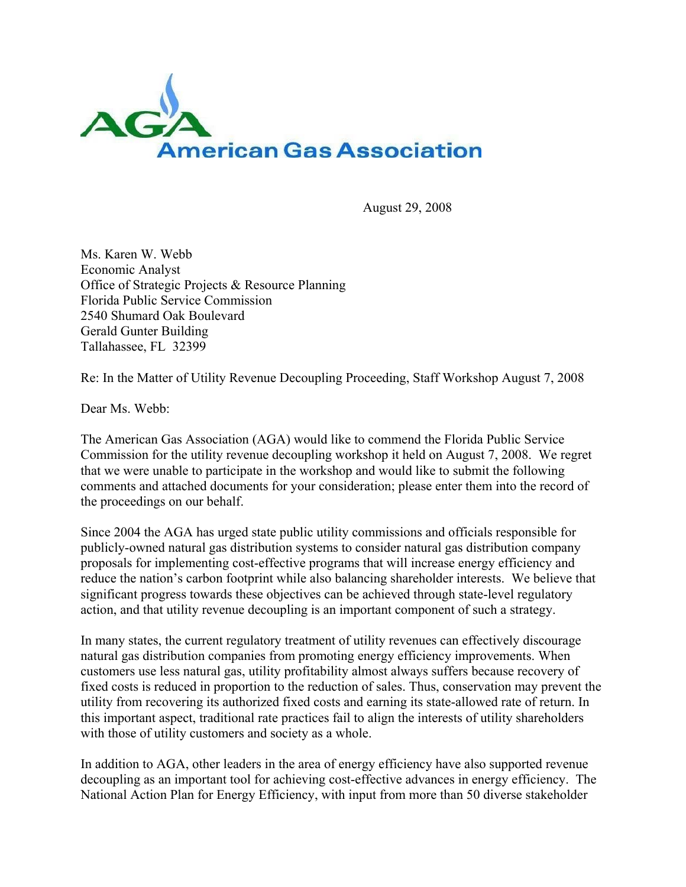AGA
American Gas Association

August 29, 2008

Ms. Karen W. Webb
Economic Analyst
Office of Strategic Projects & Resource Planning
Florida Public Service Commission
2540 Shumard Oak Boulevard
Gerald Gunter Building
Tallahassee, FL 32399

Re: In the Matter of Utility Revenue Decoupling Proceeding, Staff Workshop August 7, 2008

Dear Ms. Webb:

The American Gas Association (AGA) would like to commend the Florida Public Service Commission for the utility revenue decoupling workshop it held on August 7, 2008. We regret that we were unable to participate in the workshop and would like to submit the following comments and attached documents for your consideration; please enter them into the record of the proceedings on our behalf.

Since 2004 the AGA has urged state public utility commissions and officials responsible for publicly-owned natural gas distribution systems to consider natural gas distribution company proposals for implementing cost-effective programs that will increase energy efficiency and reduce the nation's carbon footprint while also balancing shareholder interests. We believe that significant progress towards these objectives can be achieved through state-level regulatory action, and that utility revenue decoupling is an important component of such a strategy.

In many states, the current regulatory treatment of utility revenues can effectively discourage natural gas distribution companies from promoting energy efficiency improvements. When customers use less natural gas, utility profitability almost always suffers because recovery of fixed costs is reduced in proportion to the reduction of sales. Thus, conservation may prevent the utility from recovering its authorized fixed costs and earning its state-allowed rate of return. In this important aspect, traditional rate practices fail to align the interests of utility shareholders with those of utility customers and society as a whole.

In addition to AGA, other leaders in the area of energy efficiency have also supported revenue decoupling as an important tool for achieving cost-effective advances in energy efficiency. The National Action Plan for Energy Efficiency, with input from more than 50 diverse stakeholder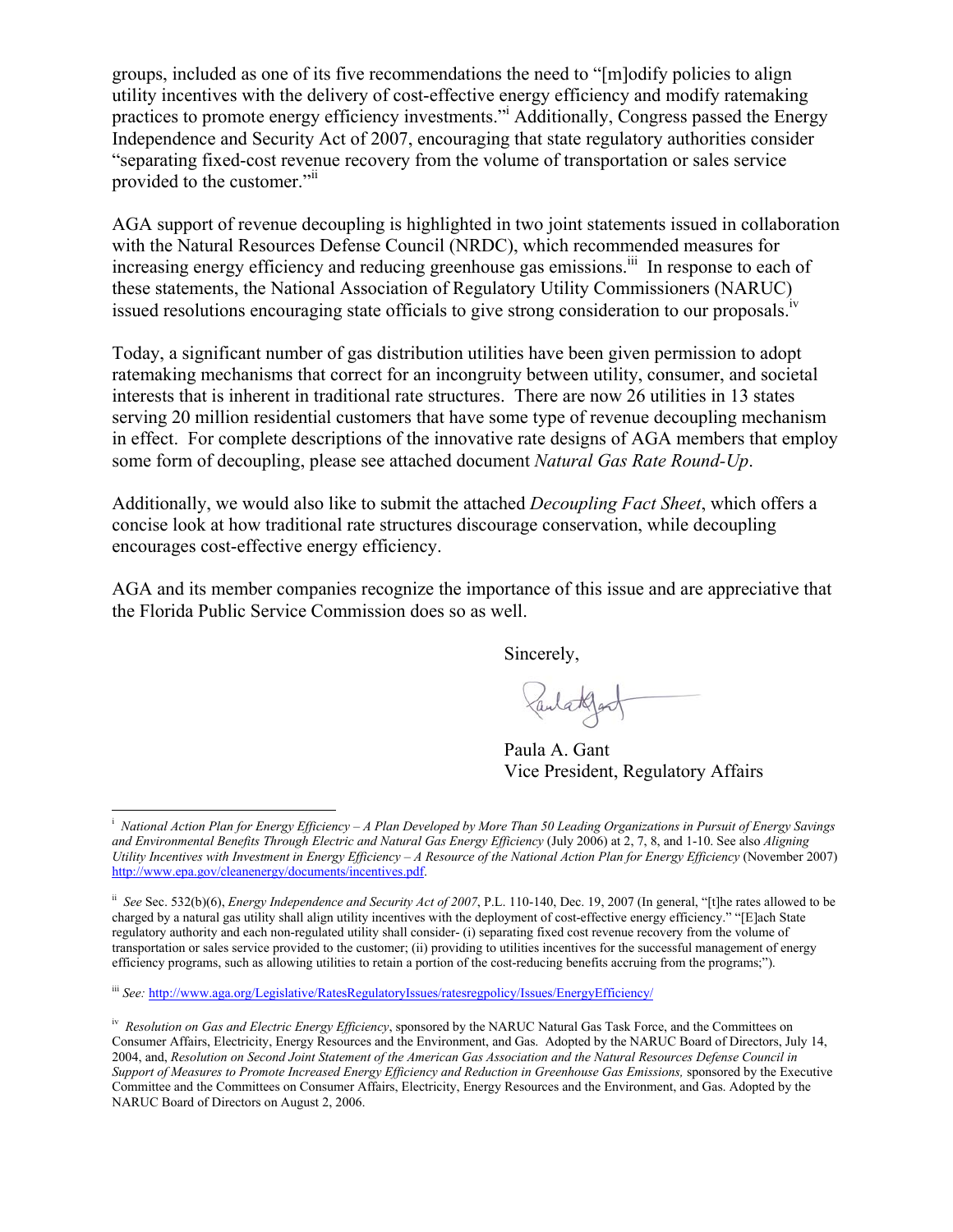groups, included as one of its five recommendations the need to "[m]odify policies to align utility incentives with the delivery of cost-effective energy efficiency and modify ratemaking practices to promote energy efficiency investments."[i] Additionally, Congress passed the Energy Independence and Security Act of 2007, encouraging that state regulatory authorities consider "separating fixed-cost revenue recovery from the volume of transportation or sales service provided to the customer."[ii]

AGA support of revenue decoupling is highlighted in two joint statements issued in collaboration with the Natural Resources Defense Council (NRDC), which recommended measures for increasing energy efficiency and reducing greenhouse gas emissions.[iii] In response to each of these statements, the National Association of Regulatory Utility Commissioners (NARUC) issued resolutions encouraging state officials to give strong consideration to our proposals.[iv]

Today, a significant number of gas distribution utilities have been given permission to adopt ratemaking mechanisms that correct for an incongruity between utility, consumer, and societal interests that is inherent in traditional rate structures. There are now 26 utilities in 13 states serving 20 million residential customers that have some type of revenue decoupling mechanism in effect. For complete descriptions of the innovative rate designs of AGA members that employ some form of decoupling, please see attached document *Natural Gas Rate Round-Up*.

Additionally, we would also like to submit the attached *Decoupling Fact Sheet*, which offers a concise look at how traditional rate structures discourage conservation, while decoupling encourages cost-effective energy efficiency.

AGA and its member companies recognize the importance of this issue and are appreciative that the Florida Public Service Commission does so as well.

Sincerely,

Paula A. Gant
Vice President, Regulatory Affairs

---

[i] *National Action Plan for Energy Efficiency – A Plan Developed by More Than 50 Leading Organizations in Pursuit of Energy Savings and Environmental Benefits Through Electric and Natural Gas Energy Efficiency* (July 2006) at 2, 7, 8, and 1-10. See also *Aligning Utility Incentives with Investment in Energy Efficiency – A Resource of the National Action Plan for Energy Efficiency* (November 2007) http://www.epa.gov/cleanenergy/documents/incentives.pdf.

[ii] *See* Sec. 532(b)(6), *Energy Independence and Security Act of 2007*, P.L. 110-140, Dec. 19, 2007 (In general, "[t]he rates allowed to be charged by a natural gas utility shall align utility incentives with the deployment of cost-effective energy efficiency." "[E]ach State regulatory authority and each non-regulated utility shall consider- (i) separating fixed cost revenue recovery from the volume of transportation or sales service provided to the customer; (ii) providing to utilities incentives for the successful management of energy efficiency programs, such as allowing utilities to retain a portion of the cost-reducing benefits accruing from the programs;").

[iii] *See:* http://www.aga.org/Legislative/RatesRegulatoryIssues/ratesregpolicy/Issues/EnergyEfficiency/

[iv] *Resolution on Gas and Electric Energy Efficiency*, sponsored by the NARUC Natural Gas Task Force, and the Committees on Consumer Affairs, Electricity, Energy Resources and the Environment, and Gas. Adopted by the NARUC Board of Directors, July 14, 2004, and, *Resolution on Second Joint Statement of the American Gas Association and the Natural Resources Defense Council in Support of Measures to Promote Increased Energy Efficiency and Reduction in Greenhouse Gas Emissions,* sponsored by the Executive Committee and the Committees on Consumer Affairs, Electricity, Energy Resources and the Environment, and Gas. Adopted by the NARUC Board of Directors on August 2, 2006.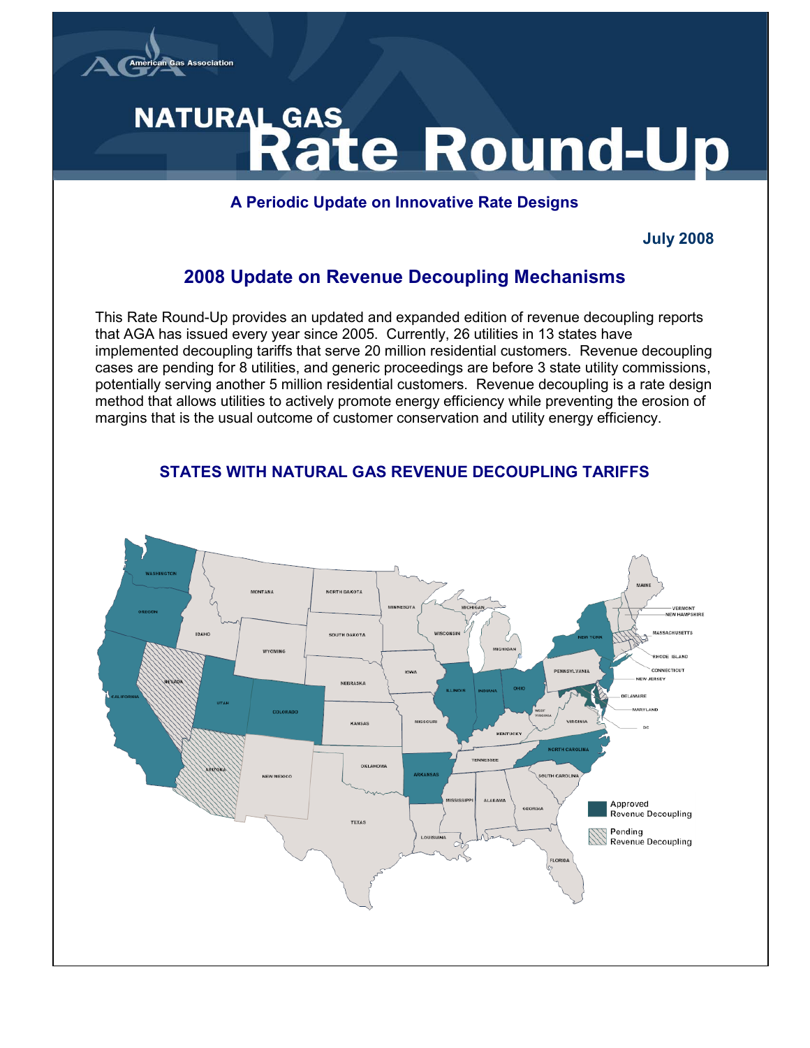# NATURAL GAS Rate Round-Up

**A Periodic Update on Innovative Rate Designs**

**July 2008**

## 2008 Update on Revenue Decoupling Mechanisms

This Rate Round-Up provides an updated and expanded edition of revenue decoupling reports that AGA has issued every year since 2005. Currently, 26 utilities in 13 states have implemented decoupling tariffs that serve 20 million residential customers. Revenue decoupling cases are pending for 8 utilities, and generic proceedings are before 3 state utility commissions, potentially serving another 5 million residential customers. Revenue decoupling is a rate design method that allows utilities to actively promote energy efficiency while preventing the erosion of margins that is the usual outcome of customer conservation and utility energy efficiency.

### STATES WITH NATURAL GAS REVENUE DECOUPLING TARIFFS

Approved Revenue Decoupling

Pending Revenue Decoupling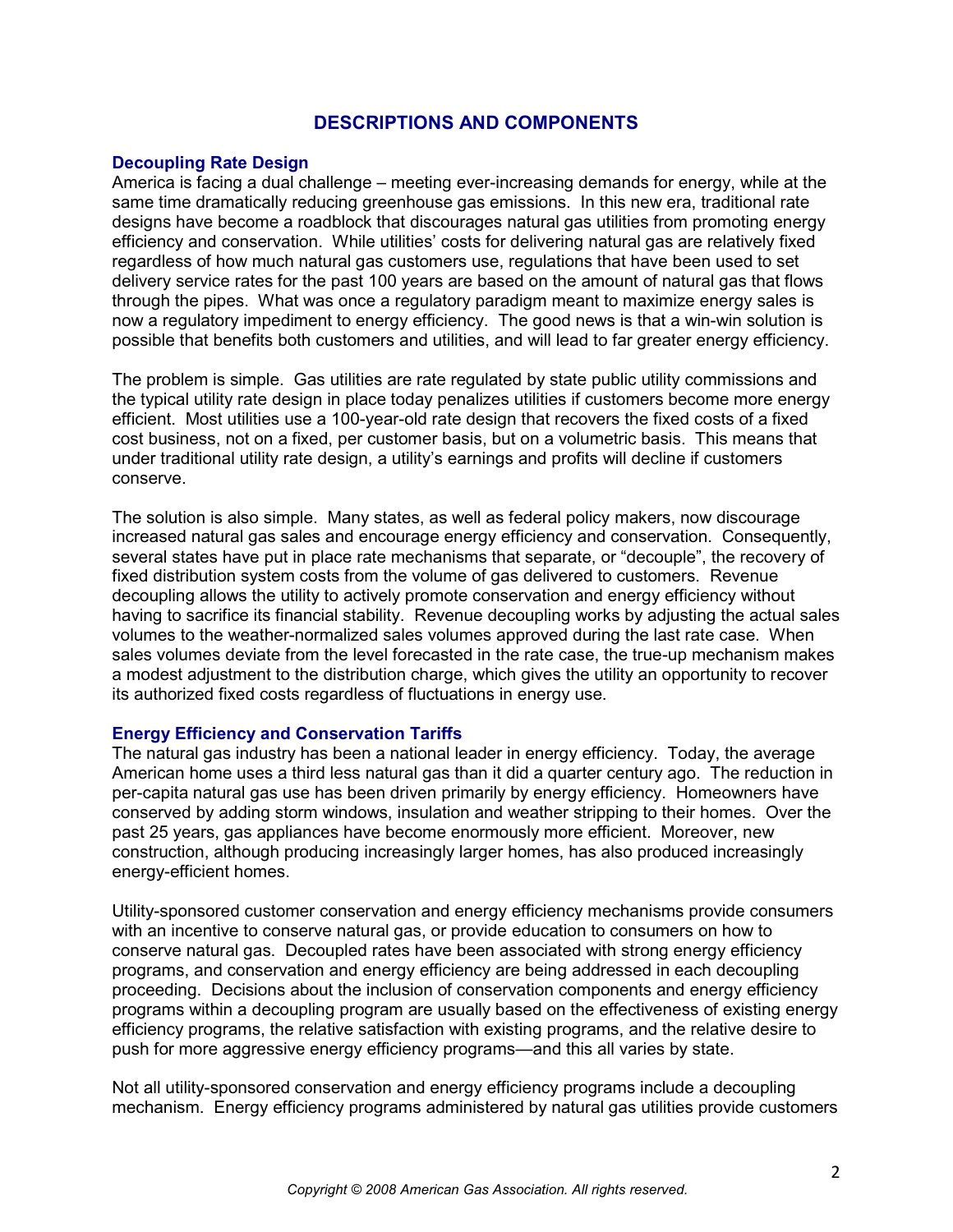## DESCRIPTIONS AND COMPONENTS

### Decoupling Rate Design

America is facing a dual challenge – meeting ever-increasing demands for energy, while at the same time dramatically reducing greenhouse gas emissions. In this new era, traditional rate designs have become a roadblock that discourages natural gas utilities from promoting energy efficiency and conservation. While utilities' costs for delivering natural gas are relatively fixed regardless of how much natural gas customers use, regulations that have been used to set delivery service rates for the past 100 years are based on the amount of natural gas that flows through the pipes. What was once a regulatory paradigm meant to maximize energy sales is now a regulatory impediment to energy efficiency. The good news is that a win-win solution is possible that benefits both customers and utilities, and will lead to far greater energy efficiency.

The problem is simple. Gas utilities are rate regulated by state public utility commissions and the typical utility rate design in place today penalizes utilities if customers become more energy efficient. Most utilities use a 100-year-old rate design that recovers the fixed costs of a fixed cost business, not on a fixed, per customer basis, but on a volumetric basis. This means that under traditional utility rate design, a utility's earnings and profits will decline if customers conserve.

The solution is also simple. Many states, as well as federal policy makers, now discourage increased natural gas sales and encourage energy efficiency and conservation. Consequently, several states have put in place rate mechanisms that separate, or "decouple", the recovery of fixed distribution system costs from the volume of gas delivered to customers. Revenue decoupling allows the utility to actively promote conservation and energy efficiency without having to sacrifice its financial stability. Revenue decoupling works by adjusting the actual sales volumes to the weather-normalized sales volumes approved during the last rate case. When sales volumes deviate from the level forecasted in the rate case, the true-up mechanism makes a modest adjustment to the distribution charge, which gives the utility an opportunity to recover its authorized fixed costs regardless of fluctuations in energy use.

### Energy Efficiency and Conservation Tariffs

The natural gas industry has been a national leader in energy efficiency. Today, the average American home uses a third less natural gas than it did a quarter century ago. The reduction in per-capita natural gas use has been driven primarily by energy efficiency. Homeowners have conserved by adding storm windows, insulation and weather stripping to their homes. Over the past 25 years, gas appliances have become enormously more efficient. Moreover, new construction, although producing increasingly larger homes, has also produced increasingly energy-efficient homes.

Utility-sponsored customer conservation and energy efficiency mechanisms provide consumers with an incentive to conserve natural gas, or provide education to consumers on how to conserve natural gas. Decoupled rates have been associated with strong energy efficiency programs, and conservation and energy efficiency are being addressed in each decoupling proceeding. Decisions about the inclusion of conservation components and energy efficiency programs within a decoupling program are usually based on the effectiveness of existing energy efficiency programs, the relative satisfaction with existing programs, and the relative desire to push for more aggressive energy efficiency programs—and this all varies by state.

Not all utility-sponsored conservation and energy efficiency programs include a decoupling mechanism. Energy efficiency programs administered by natural gas utilities provide customers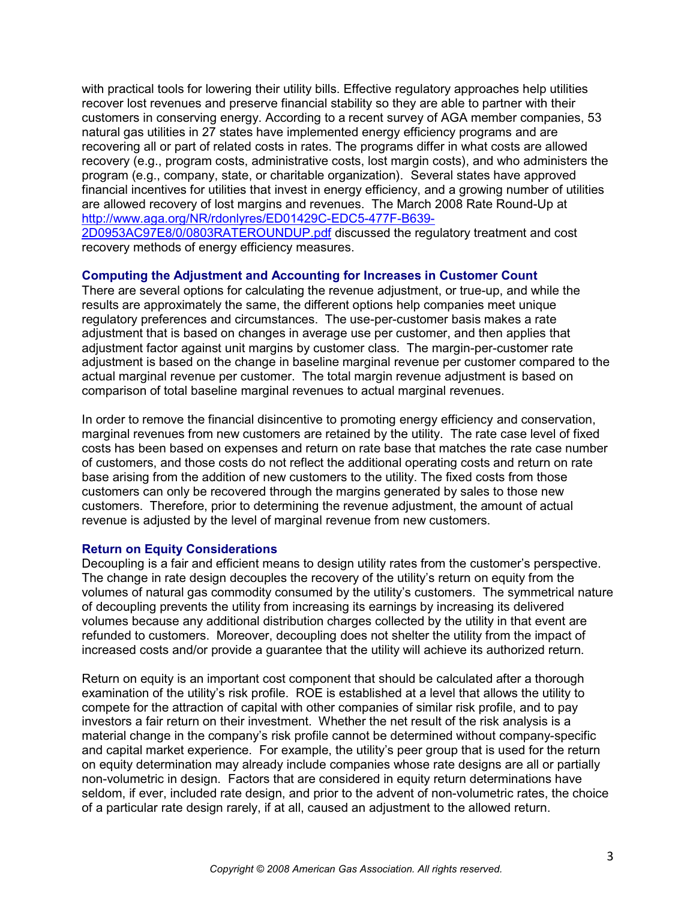with practical tools for lowering their utility bills. Effective regulatory approaches help utilities recover lost revenues and preserve financial stability so they are able to partner with their customers in conserving energy. According to a recent survey of AGA member companies, 53 natural gas utilities in 27 states have implemented energy efficiency programs and are recovering all or part of related costs in rates. The programs differ in what costs are allowed recovery (e.g., program costs, administrative costs, lost margin costs), and who administers the program (e.g., company, state, or charitable organization). Several states have approved financial incentives for utilities that invest in energy efficiency, and a growing number of utilities are allowed recovery of lost margins and revenues. The March 2008 Rate Round-Up at [http://www.aga.org/NR/rdonlyres/ED01429C-EDC5-477F-B639-2D0953AC97E8/0/0803RATEROUNDUP.pdf](http://www.aga.org/NR/rdonlyres/ED01429C-EDC5-477F-B639-2D0953AC97E8/0/0803RATEROUNDUP.pdf) discussed the regulatory treatment and cost recovery methods of energy efficiency measures.

### Computing the Adjustment and Accounting for Increases in Customer Count

There are several options for calculating the revenue adjustment, or true-up, and while the results are approximately the same, the different options help companies meet unique regulatory preferences and circumstances. The use-per-customer basis makes a rate adjustment that is based on changes in average use per customer, and then applies that adjustment factor against unit margins by customer class. The margin-per-customer rate adjustment is based on the change in baseline marginal revenue per customer compared to the actual marginal revenue per customer. The total margin revenue adjustment is based on comparison of total baseline marginal revenues to actual marginal revenues.

In order to remove the financial disincentive to promoting energy efficiency and conservation, marginal revenues from new customers are retained by the utility. The rate case level of fixed costs has been based on expenses and return on rate base that matches the rate case number of customers, and those costs do not reflect the additional operating costs and return on rate base arising from the addition of new customers to the utility. The fixed costs from those customers can only be recovered through the margins generated by sales to those new customers. Therefore, prior to determining the revenue adjustment, the amount of actual revenue is adjusted by the level of marginal revenue from new customers.

### Return on Equity Considerations

Decoupling is a fair and efficient means to design utility rates from the customer's perspective. The change in rate design decouples the recovery of the utility's return on equity from the volumes of natural gas commodity consumed by the utility's customers. The symmetrical nature of decoupling prevents the utility from increasing its earnings by increasing its delivered volumes because any additional distribution charges collected by the utility in that event are refunded to customers. Moreover, decoupling does not shelter the utility from the impact of increased costs and/or provide a guarantee that the utility will achieve its authorized return.

Return on equity is an important cost component that should be calculated after a thorough examination of the utility's risk profile. ROE is established at a level that allows the utility to compete for the attraction of capital with other companies of similar risk profile, and to pay investors a fair return on their investment. Whether the net result of the risk analysis is a material change in the company's risk profile cannot be determined without company-specific and capital market experience. For example, the utility's peer group that is used for the return on equity determination may already include companies whose rate designs are all or partially non-volumetric in design. Factors that are considered in equity return determinations have seldom, if ever, included rate design, and prior to the advent of non-volumetric rates, the choice of a particular rate design rarely, if at all, caused an adjustment to the allowed return.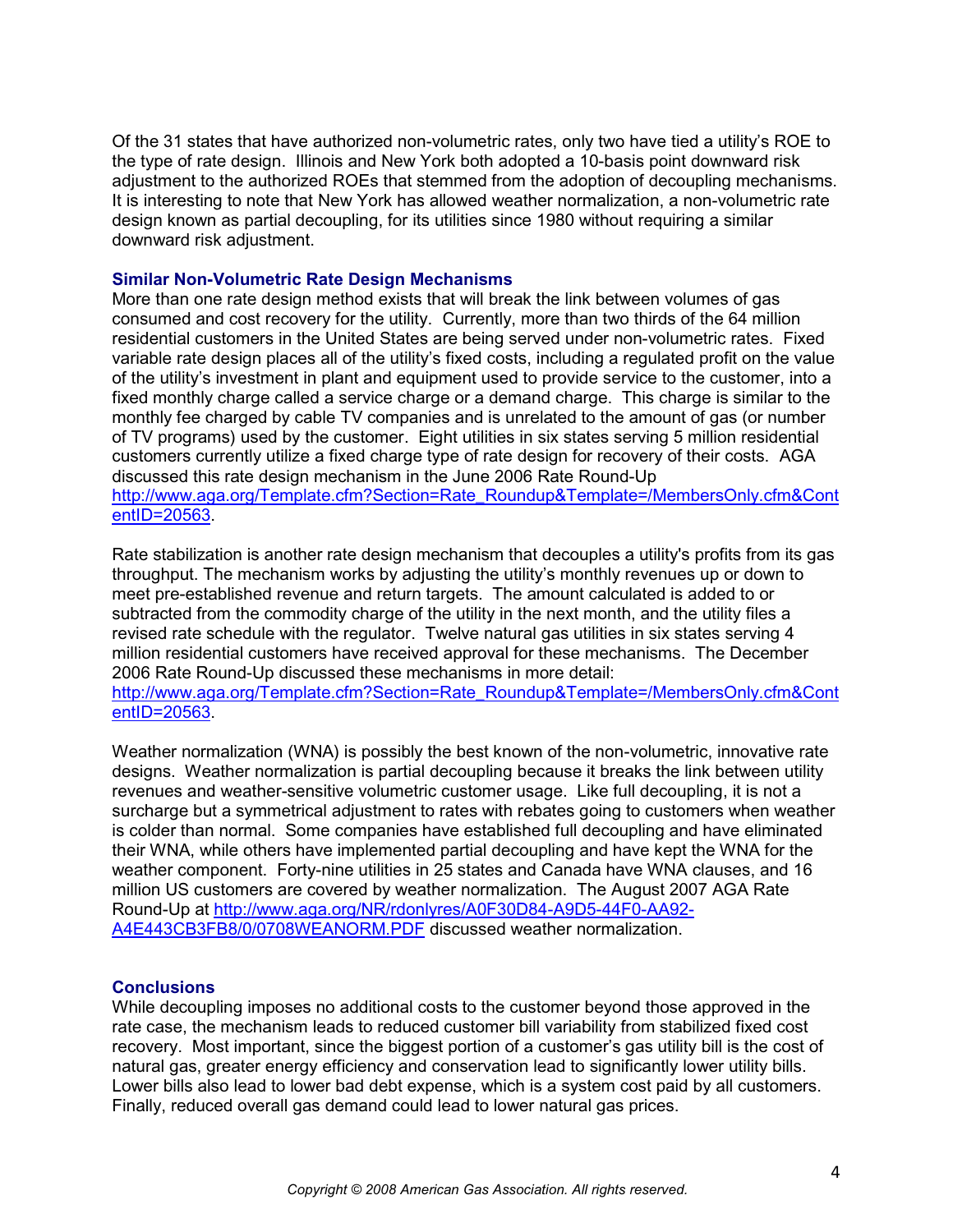Of the 31 states that have authorized non-volumetric rates, only two have tied a utility's ROE to the type of rate design. Illinois and New York both adopted a 10-basis point downward risk adjustment to the authorized ROEs that stemmed from the adoption of decoupling mechanisms. It is interesting to note that New York has allowed weather normalization, a non-volumetric rate design known as partial decoupling, for its utilities since 1980 without requiring a similar downward risk adjustment.

### Similar Non-Volumetric Rate Design Mechanisms

More than one rate design method exists that will break the link between volumes of gas consumed and cost recovery for the utility. Currently, more than two thirds of the 64 million residential customers in the United States are being served under non-volumetric rates. Fixed variable rate design places all of the utility's fixed costs, including a regulated profit on the value of the utility's investment in plant and equipment used to provide service to the customer, into a fixed monthly charge called a service charge or a demand charge. This charge is similar to the monthly fee charged by cable TV companies and is unrelated to the amount of gas (or number of TV programs) used by the customer. Eight utilities in six states serving 5 million residential customers currently utilize a fixed charge type of rate design for recovery of their costs. AGA discussed this rate design mechanism in the June 2006 Rate Round-Up [http://www.aga.org/Template.cfm?Section=Rate_Roundup&Template=/MembersOnly.cfm&ContentID=20563](http://www.aga.org/Template.cfm?Section=Rate_Roundup&Template=/MembersOnly.cfm&ContentID=20563).

Rate stabilization is another rate design mechanism that decouples a utility's profits from its gas throughput. The mechanism works by adjusting the utility's monthly revenues up or down to meet pre-established revenue and return targets. The amount calculated is added to or subtracted from the commodity charge of the utility in the next month, and the utility files a revised rate schedule with the regulator. Twelve natural gas utilities in six states serving 4 million residential customers have received approval for these mechanisms. The December 2006 Rate Round-Up discussed these mechanisms in more detail: [http://www.aga.org/Template.cfm?Section=Rate_Roundup&Template=/MembersOnly.cfm&ContentID=20563](http://www.aga.org/Template.cfm?Section=Rate_Roundup&Template=/MembersOnly.cfm&ContentID=20563).

Weather normalization (WNA) is possibly the best known of the non-volumetric, innovative rate designs. Weather normalization is partial decoupling because it breaks the link between utility revenues and weather-sensitive volumetric customer usage. Like full decoupling, it is not a surcharge but a symmetrical adjustment to rates with rebates going to customers when weather is colder than normal. Some companies have established full decoupling and have eliminated their WNA, while others have implemented partial decoupling and have kept the WNA for the weather component. Forty-nine utilities in 25 states and Canada have WNA clauses, and 16 million US customers are covered by weather normalization. The August 2007 AGA Rate Round-Up at [http://www.aga.org/NR/rdonlyres/A0F30D84-A9D5-44F0-AA92-A4E443CB3FB8/0/0708WEANORM.PDF](http://www.aga.org/NR/rdonlyres/A0F30D84-A9D5-44F0-AA92-A4E443CB3FB8/0/0708WEANORM.PDF) discussed weather normalization.

### Conclusions

While decoupling imposes no additional costs to the customer beyond those approved in the rate case, the mechanism leads to reduced customer bill variability from stabilized fixed cost recovery. Most important, since the biggest portion of a customer's gas utility bill is the cost of natural gas, greater energy efficiency and conservation lead to significantly lower utility bills. Lower bills also lead to lower bad debt expense, which is a system cost paid by all customers. Finally, reduced overall gas demand could lead to lower natural gas prices.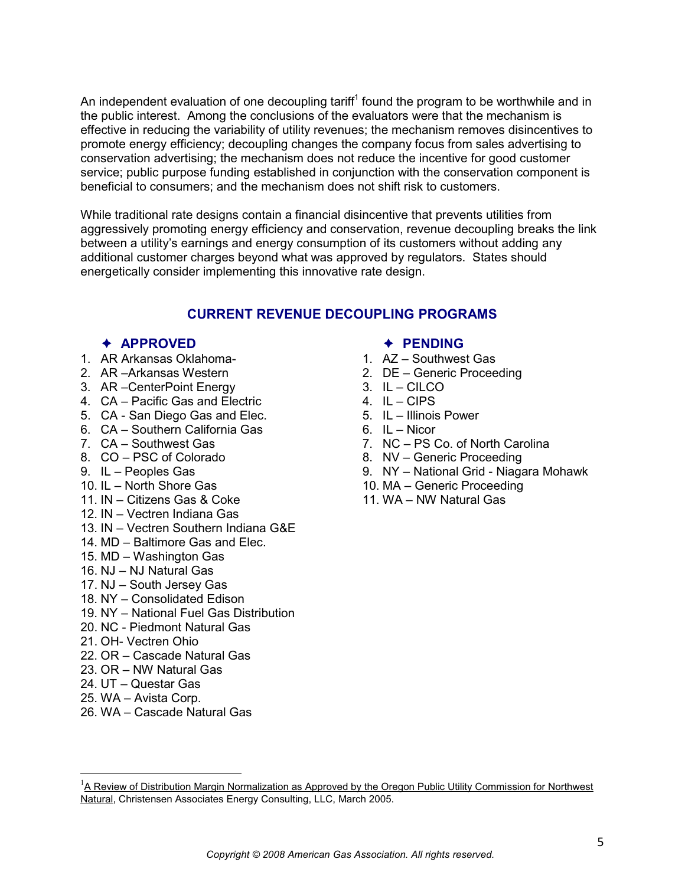An independent evaluation of one decoupling tariff[1] found the program to be worthwhile and in the public interest. Among the conclusions of the evaluators were that the mechanism is effective in reducing the variability of utility revenues; the mechanism removes disincentives to promote energy efficiency; decoupling changes the company focus from sales advertising to conservation advertising; the mechanism does not reduce the incentive for good customer service; public purpose funding established in conjunction with the conservation component is beneficial to consumers; and the mechanism does not shift risk to customers.

While traditional rate designs contain a financial disincentive that prevents utilities from aggressively promoting energy efficiency and conservation, revenue decoupling breaks the link between a utility's earnings and energy consumption of its customers without adding any additional customer charges beyond what was approved by regulators. States should energetically consider implementing this innovative rate design.

## CURRENT REVENUE DECOUPLING PROGRAMS

### ✦ APPROVED

1. AR Arkansas Oklahoma-
2. AR –Arkansas Western
3. AR –CenterPoint Energy
4. CA – Pacific Gas and Electric
5. CA - San Diego Gas and Elec.
6. CA – Southern California Gas
7. CA – Southwest Gas
8. CO – PSC of Colorado
9. IL – Peoples Gas
10. IL – North Shore Gas
11. IN – Citizens Gas & Coke
12. IN – Vectren Indiana Gas
13. IN – Vectren Southern Indiana G&E
14. MD – Baltimore Gas and Elec.
15. MD – Washington Gas
16. NJ – NJ Natural Gas
17. NJ – South Jersey Gas
18. NY – Consolidated Edison
19. NY – National Fuel Gas Distribution
20. NC - Piedmont Natural Gas
21. OH- Vectren Ohio
22. OR – Cascade Natural Gas
23. OR – NW Natural Gas
24. UT – Questar Gas
25. WA – Avista Corp.
26. WA – Cascade Natural Gas

### ✦ PENDING

1. AZ – Southwest Gas
2. DE – Generic Proceeding
3. IL – CILCO
4. IL – CIPS
5. IL – Illinois Power
6. IL – Nicor
7. NC – PS Co. of North Carolina
8. NV – Generic Proceeding
9. NY – National Grid - Niagara Mohawk
10. MA – Generic Proceeding
11. WA – NW Natural Gas

[1] A Review of Distribution Margin Normalization as Approved by the Oregon Public Utility Commission for Northwest Natural, Christensen Associates Energy Consulting, LLC, March 2005.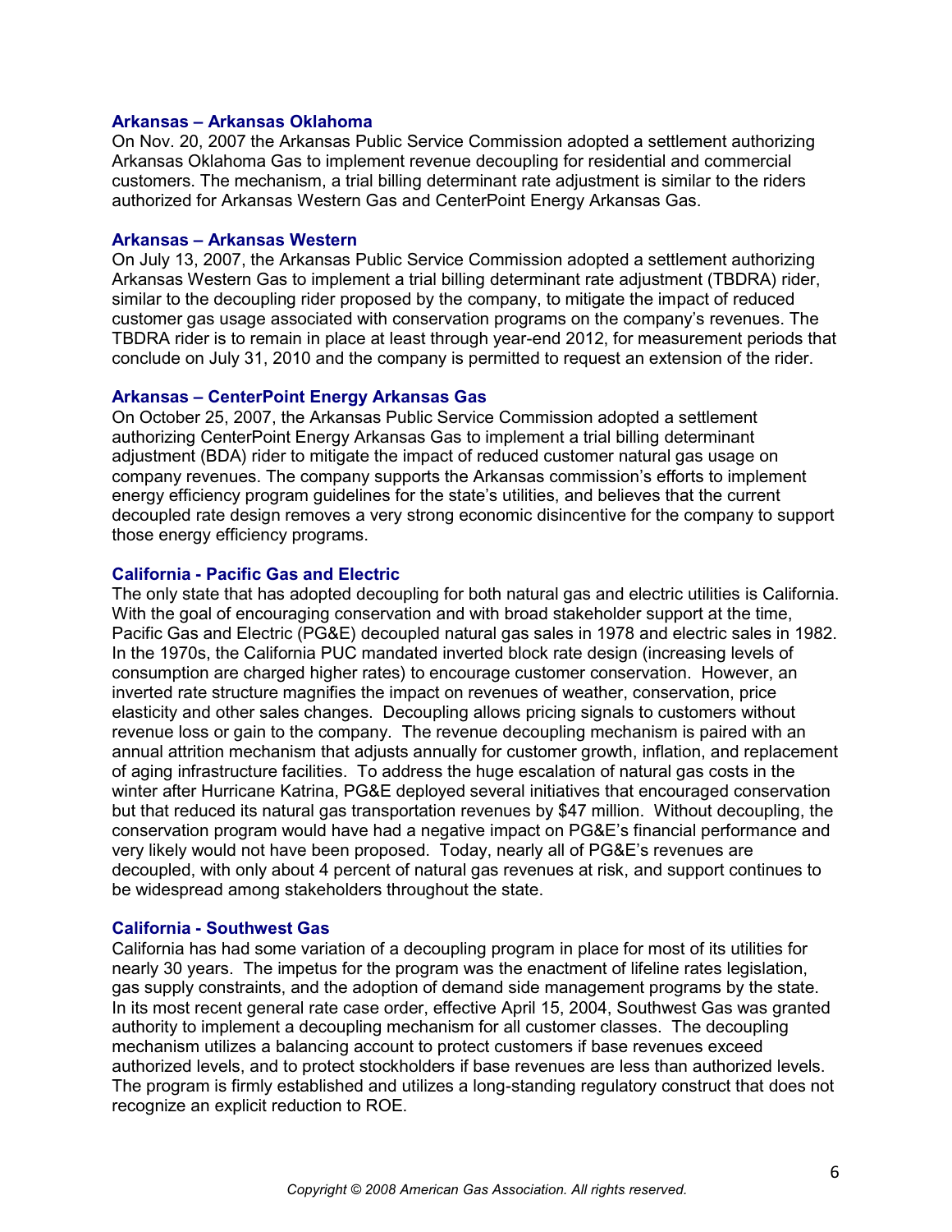### Arkansas – Arkansas Oklahoma

On Nov. 20, 2007 the Arkansas Public Service Commission adopted a settlement authorizing Arkansas Oklahoma Gas to implement revenue decoupling for residential and commercial customers. The mechanism, a trial billing determinant rate adjustment is similar to the riders authorized for Arkansas Western Gas and CenterPoint Energy Arkansas Gas.

### Arkansas – Arkansas Western

On July 13, 2007, the Arkansas Public Service Commission adopted a settlement authorizing Arkansas Western Gas to implement a trial billing determinant rate adjustment (TBDRA) rider, similar to the decoupling rider proposed by the company, to mitigate the impact of reduced customer gas usage associated with conservation programs on the company's revenues. The TBDRA rider is to remain in place at least through year-end 2012, for measurement periods that conclude on July 31, 2010 and the company is permitted to request an extension of the rider.

### Arkansas – CenterPoint Energy Arkansas Gas

On October 25, 2007, the Arkansas Public Service Commission adopted a settlement authorizing CenterPoint Energy Arkansas Gas to implement a trial billing determinant adjustment (BDA) rider to mitigate the impact of reduced customer natural gas usage on company revenues. The company supports the Arkansas commission's efforts to implement energy efficiency program guidelines for the state's utilities, and believes that the current decoupled rate design removes a very strong economic disincentive for the company to support those energy efficiency programs.

### California - Pacific Gas and Electric

The only state that has adopted decoupling for both natural gas and electric utilities is California. With the goal of encouraging conservation and with broad stakeholder support at the time, Pacific Gas and Electric (PG&E) decoupled natural gas sales in 1978 and electric sales in 1982. In the 1970s, the California PUC mandated inverted block rate design (increasing levels of consumption are charged higher rates) to encourage customer conservation. However, an inverted rate structure magnifies the impact on revenues of weather, conservation, price elasticity and other sales changes. Decoupling allows pricing signals to customers without revenue loss or gain to the company. The revenue decoupling mechanism is paired with an annual attrition mechanism that adjusts annually for customer growth, inflation, and replacement of aging infrastructure facilities. To address the huge escalation of natural gas costs in the winter after Hurricane Katrina, PG&E deployed several initiatives that encouraged conservation but that reduced its natural gas transportation revenues by $47 million. Without decoupling, the conservation program would have had a negative impact on PG&E's financial performance and very likely would not have been proposed. Today, nearly all of PG&E's revenues are decoupled, with only about 4 percent of natural gas revenues at risk, and support continues to be widespread among stakeholders throughout the state.

### California - Southwest Gas

California has had some variation of a decoupling program in place for most of its utilities for nearly 30 years. The impetus for the program was the enactment of lifeline rates legislation, gas supply constraints, and the adoption of demand side management programs by the state. In its most recent general rate case order, effective April 15, 2004, Southwest Gas was granted authority to implement a decoupling mechanism for all customer classes. The decoupling mechanism utilizes a balancing account to protect customers if base revenues exceed authorized levels, and to protect stockholders if base revenues are less than authorized levels. The program is firmly established and utilizes a long-standing regulatory construct that does not recognize an explicit reduction to ROE.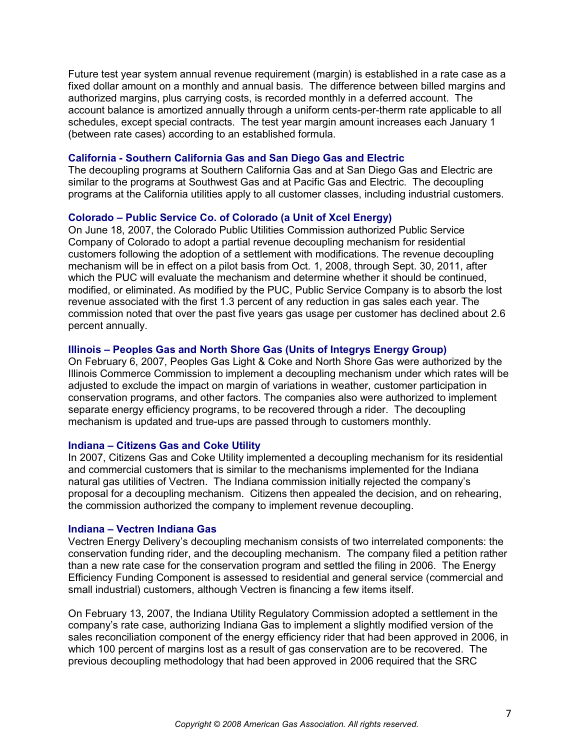Future test year system annual revenue requirement (margin) is established in a rate case as a fixed dollar amount on a monthly and annual basis. The difference between billed margins and authorized margins, plus carrying costs, is recorded monthly in a deferred account. The account balance is amortized annually through a uniform cents-per-therm rate applicable to all schedules, except special contracts. The test year margin amount increases each January 1 (between rate cases) according to an established formula.

### California - Southern California Gas and San Diego Gas and Electric

The decoupling programs at Southern California Gas and at San Diego Gas and Electric are similar to the programs at Southwest Gas and at Pacific Gas and Electric. The decoupling programs at the California utilities apply to all customer classes, including industrial customers.

### Colorado – Public Service Co. of Colorado (a Unit of Xcel Energy)

On June 18, 2007, the Colorado Public Utilities Commission authorized Public Service Company of Colorado to adopt a partial revenue decoupling mechanism for residential customers following the adoption of a settlement with modifications. The revenue decoupling mechanism will be in effect on a pilot basis from Oct. 1, 2008, through Sept. 30, 2011, after which the PUC will evaluate the mechanism and determine whether it should be continued, modified, or eliminated. As modified by the PUC, Public Service Company is to absorb the lost revenue associated with the first 1.3 percent of any reduction in gas sales each year. The commission noted that over the past five years gas usage per customer has declined about 2.6 percent annually.

### Illinois – Peoples Gas and North Shore Gas (Units of Integrys Energy Group)

On February 6, 2007, Peoples Gas Light & Coke and North Shore Gas were authorized by the Illinois Commerce Commission to implement a decoupling mechanism under which rates will be adjusted to exclude the impact on margin of variations in weather, customer participation in conservation programs, and other factors. The companies also were authorized to implement separate energy efficiency programs, to be recovered through a rider. The decoupling mechanism is updated and true-ups are passed through to customers monthly.

### Indiana – Citizens Gas and Coke Utility

In 2007, Citizens Gas and Coke Utility implemented a decoupling mechanism for its residential and commercial customers that is similar to the mechanisms implemented for the Indiana natural gas utilities of Vectren. The Indiana commission initially rejected the company's proposal for a decoupling mechanism. Citizens then appealed the decision, and on rehearing, the commission authorized the company to implement revenue decoupling.

### Indiana – Vectren Indiana Gas

Vectren Energy Delivery's decoupling mechanism consists of two interrelated components: the conservation funding rider, and the decoupling mechanism. The company filed a petition rather than a new rate case for the conservation program and settled the filing in 2006. The Energy Efficiency Funding Component is assessed to residential and general service (commercial and small industrial) customers, although Vectren is financing a few items itself.

On February 13, 2007, the Indiana Utility Regulatory Commission adopted a settlement in the company's rate case, authorizing Indiana Gas to implement a slightly modified version of the sales reconciliation component of the energy efficiency rider that had been approved in 2006, in which 100 percent of margins lost as a result of gas conservation are to be recovered. The previous decoupling methodology that had been approved in 2006 required that the SRC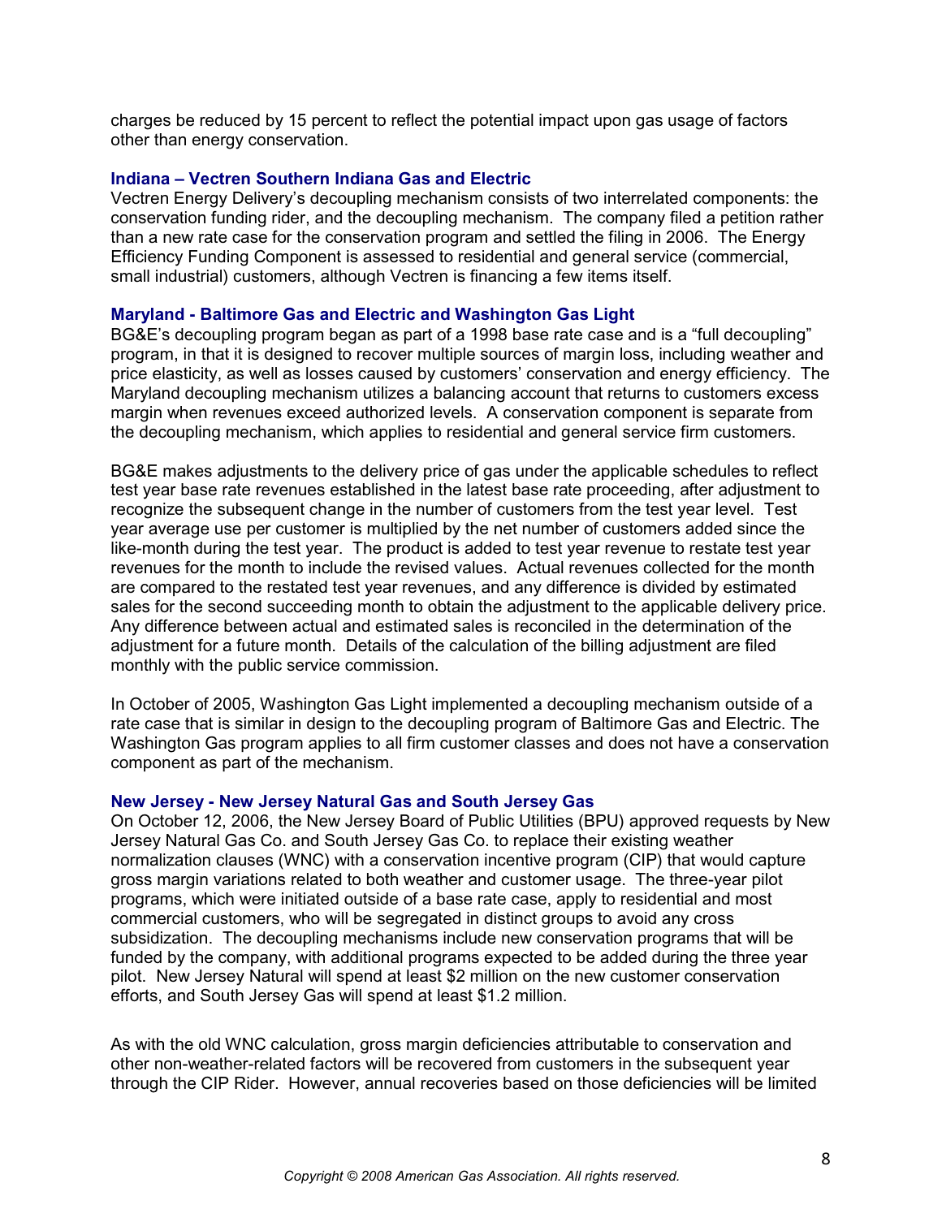charges be reduced by 15 percent to reflect the potential impact upon gas usage of factors other than energy conservation.

### Indiana – Vectren Southern Indiana Gas and Electric

Vectren Energy Delivery's decoupling mechanism consists of two interrelated components: the conservation funding rider, and the decoupling mechanism. The company filed a petition rather than a new rate case for the conservation program and settled the filing in 2006. The Energy Efficiency Funding Component is assessed to residential and general service (commercial, small industrial) customers, although Vectren is financing a few items itself.

### Maryland - Baltimore Gas and Electric and Washington Gas Light

BG&E's decoupling program began as part of a 1998 base rate case and is a "full decoupling" program, in that it is designed to recover multiple sources of margin loss, including weather and price elasticity, as well as losses caused by customers' conservation and energy efficiency. The Maryland decoupling mechanism utilizes a balancing account that returns to customers excess margin when revenues exceed authorized levels. A conservation component is separate from the decoupling mechanism, which applies to residential and general service firm customers.

BG&E makes adjustments to the delivery price of gas under the applicable schedules to reflect test year base rate revenues established in the latest base rate proceeding, after adjustment to recognize the subsequent change in the number of customers from the test year level. Test year average use per customer is multiplied by the net number of customers added since the like-month during the test year. The product is added to test year revenue to restate test year revenues for the month to include the revised values. Actual revenues collected for the month are compared to the restated test year revenues, and any difference is divided by estimated sales for the second succeeding month to obtain the adjustment to the applicable delivery price. Any difference between actual and estimated sales is reconciled in the determination of the adjustment for a future month. Details of the calculation of the billing adjustment are filed monthly with the public service commission.

In October of 2005, Washington Gas Light implemented a decoupling mechanism outside of a rate case that is similar in design to the decoupling program of Baltimore Gas and Electric. The Washington Gas program applies to all firm customer classes and does not have a conservation component as part of the mechanism.

### New Jersey - New Jersey Natural Gas and South Jersey Gas

On October 12, 2006, the New Jersey Board of Public Utilities (BPU) approved requests by New Jersey Natural Gas Co. and South Jersey Gas Co. to replace their existing weather normalization clauses (WNC) with a conservation incentive program (CIP) that would capture gross margin variations related to both weather and customer usage. The three-year pilot programs, which were initiated outside of a base rate case, apply to residential and most commercial customers, who will be segregated in distinct groups to avoid any cross subsidization. The decoupling mechanisms include new conservation programs that will be funded by the company, with additional programs expected to be added during the three year pilot. New Jersey Natural will spend at least $2 million on the new customer conservation efforts, and South Jersey Gas will spend at least $1.2 million.

As with the old WNC calculation, gross margin deficiencies attributable to conservation and other non-weather-related factors will be recovered from customers in the subsequent year through the CIP Rider. However, annual recoveries based on those deficiencies will be limited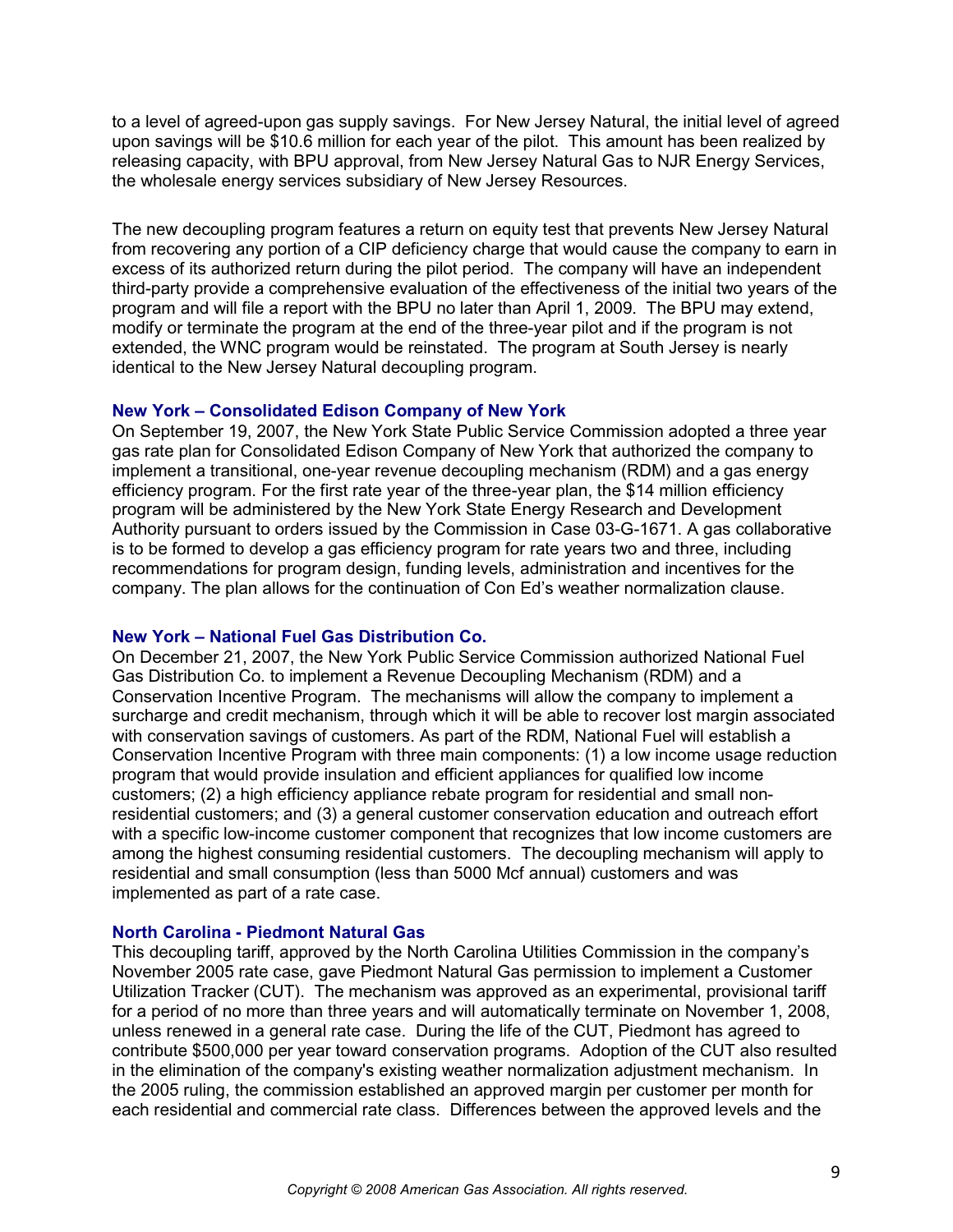to a level of agreed-upon gas supply savings. For New Jersey Natural, the initial level of agreed upon savings will be $10.6 million for each year of the pilot. This amount has been realized by releasing capacity, with BPU approval, from New Jersey Natural Gas to NJR Energy Services, the wholesale energy services subsidiary of New Jersey Resources.

The new decoupling program features a return on equity test that prevents New Jersey Natural from recovering any portion of a CIP deficiency charge that would cause the company to earn in excess of its authorized return during the pilot period. The company will have an independent third-party provide a comprehensive evaluation of the effectiveness of the initial two years of the program and will file a report with the BPU no later than April 1, 2009. The BPU may extend, modify or terminate the program at the end of the three-year pilot and if the program is not extended, the WNC program would be reinstated. The program at South Jersey is nearly identical to the New Jersey Natural decoupling program.

### New York – Consolidated Edison Company of New York

On September 19, 2007, the New York State Public Service Commission adopted a three year gas rate plan for Consolidated Edison Company of New York that authorized the company to implement a transitional, one-year revenue decoupling mechanism (RDM) and a gas energy efficiency program. For the first rate year of the three-year plan, the $14 million efficiency program will be administered by the New York State Energy Research and Development Authority pursuant to orders issued by the Commission in Case 03-G-1671. A gas collaborative is to be formed to develop a gas efficiency program for rate years two and three, including recommendations for program design, funding levels, administration and incentives for the company. The plan allows for the continuation of Con Ed's weather normalization clause.

### New York – National Fuel Gas Distribution Co.

On December 21, 2007, the New York Public Service Commission authorized National Fuel Gas Distribution Co. to implement a Revenue Decoupling Mechanism (RDM) and a Conservation Incentive Program. The mechanisms will allow the company to implement a surcharge and credit mechanism, through which it will be able to recover lost margin associated with conservation savings of customers. As part of the RDM, National Fuel will establish a Conservation Incentive Program with three main components: (1) a low income usage reduction program that would provide insulation and efficient appliances for qualified low income customers; (2) a high efficiency appliance rebate program for residential and small non-residential customers; and (3) a general customer conservation education and outreach effort with a specific low-income customer component that recognizes that low income customers are among the highest consuming residential customers. The decoupling mechanism will apply to residential and small consumption (less than 5000 Mcf annual) customers and was implemented as part of a rate case.

### North Carolina - Piedmont Natural Gas

This decoupling tariff, approved by the North Carolina Utilities Commission in the company's November 2005 rate case, gave Piedmont Natural Gas permission to implement a Customer Utilization Tracker (CUT). The mechanism was approved as an experimental, provisional tariff for a period of no more than three years and will automatically terminate on November 1, 2008, unless renewed in a general rate case. During the life of the CUT, Piedmont has agreed to contribute $500,000 per year toward conservation programs. Adoption of the CUT also resulted in the elimination of the company's existing weather normalization adjustment mechanism. In the 2005 ruling, the commission established an approved margin per customer per month for each residential and commercial rate class. Differences between the approved levels and the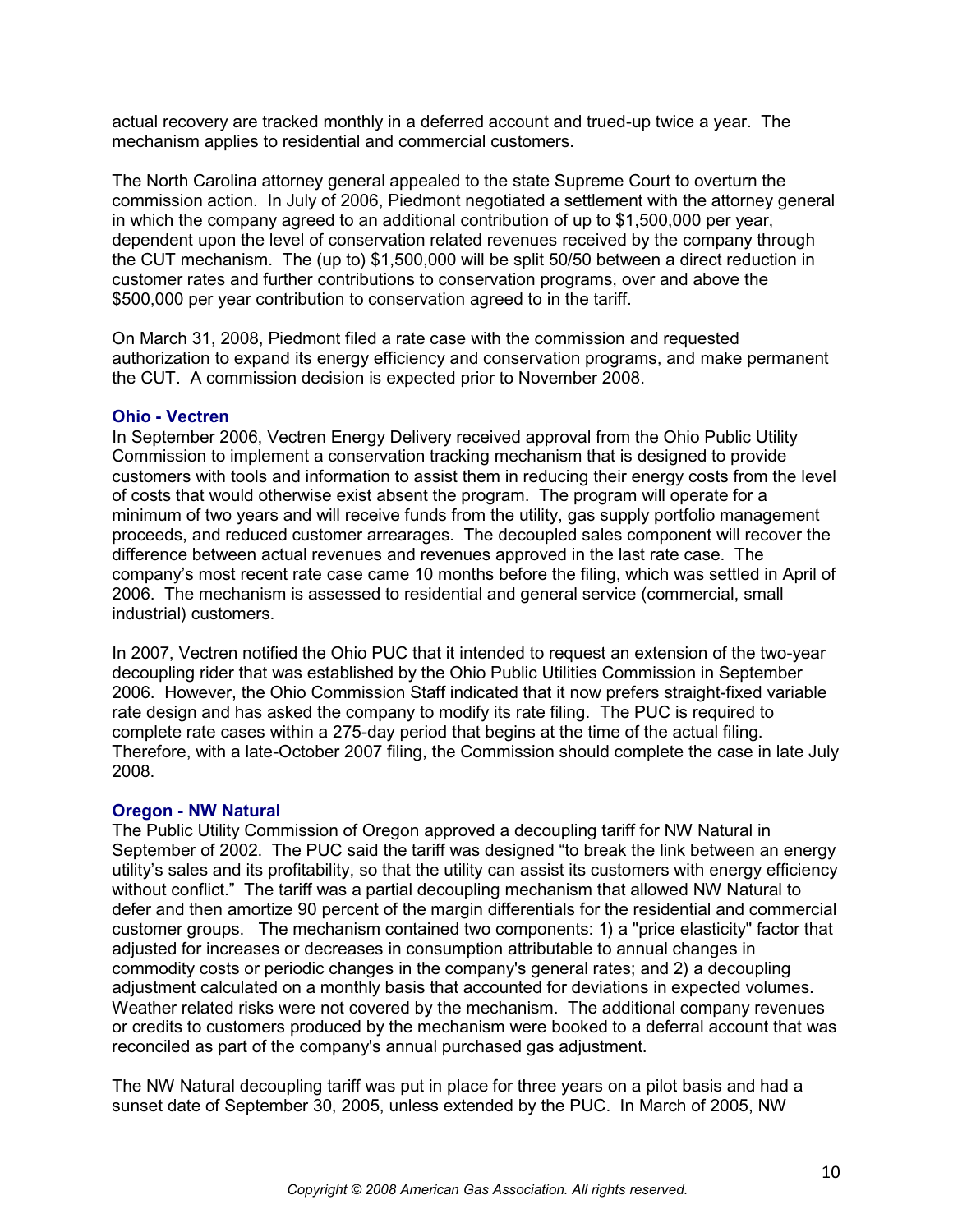actual recovery are tracked monthly in a deferred account and trued-up twice a year. The mechanism applies to residential and commercial customers.

The North Carolina attorney general appealed to the state Supreme Court to overturn the commission action. In July of 2006, Piedmont negotiated a settlement with the attorney general in which the company agreed to an additional contribution of up to $1,500,000 per year, dependent upon the level of conservation related revenues received by the company through the CUT mechanism. The (up to) $1,500,000 will be split 50/50 between a direct reduction in customer rates and further contributions to conservation programs, over and above the $500,000 per year contribution to conservation agreed to in the tariff.

On March 31, 2008, Piedmont filed a rate case with the commission and requested authorization to expand its energy efficiency and conservation programs, and make permanent the CUT. A commission decision is expected prior to November 2008.

### Ohio - Vectren

In September 2006, Vectren Energy Delivery received approval from the Ohio Public Utility Commission to implement a conservation tracking mechanism that is designed to provide customers with tools and information to assist them in reducing their energy costs from the level of costs that would otherwise exist absent the program. The program will operate for a minimum of two years and will receive funds from the utility, gas supply portfolio management proceeds, and reduced customer arrearages. The decoupled sales component will recover the difference between actual revenues and revenues approved in the last rate case. The company's most recent rate case came 10 months before the filing, which was settled in April of 2006. The mechanism is assessed to residential and general service (commercial, small industrial) customers.

In 2007, Vectren notified the Ohio PUC that it intended to request an extension of the two-year decoupling rider that was established by the Ohio Public Utilities Commission in September 2006. However, the Ohio Commission Staff indicated that it now prefers straight-fixed variable rate design and has asked the company to modify its rate filing. The PUC is required to complete rate cases within a 275-day period that begins at the time of the actual filing. Therefore, with a late-October 2007 filing, the Commission should complete the case in late July 2008.

### Oregon - NW Natural

The Public Utility Commission of Oregon approved a decoupling tariff for NW Natural in September of 2002. The PUC said the tariff was designed "to break the link between an energy utility's sales and its profitability, so that the utility can assist its customers with energy efficiency without conflict." The tariff was a partial decoupling mechanism that allowed NW Natural to defer and then amortize 90 percent of the margin differentials for the residential and commercial customer groups. The mechanism contained two components: 1) a "price elasticity" factor that adjusted for increases or decreases in consumption attributable to annual changes in commodity costs or periodic changes in the company's general rates; and 2) a decoupling adjustment calculated on a monthly basis that accounted for deviations in expected volumes. Weather related risks were not covered by the mechanism. The additional company revenues or credits to customers produced by the mechanism were booked to a deferral account that was reconciled as part of the company's annual purchased gas adjustment.

The NW Natural decoupling tariff was put in place for three years on a pilot basis and had a sunset date of September 30, 2005, unless extended by the PUC. In March of 2005, NW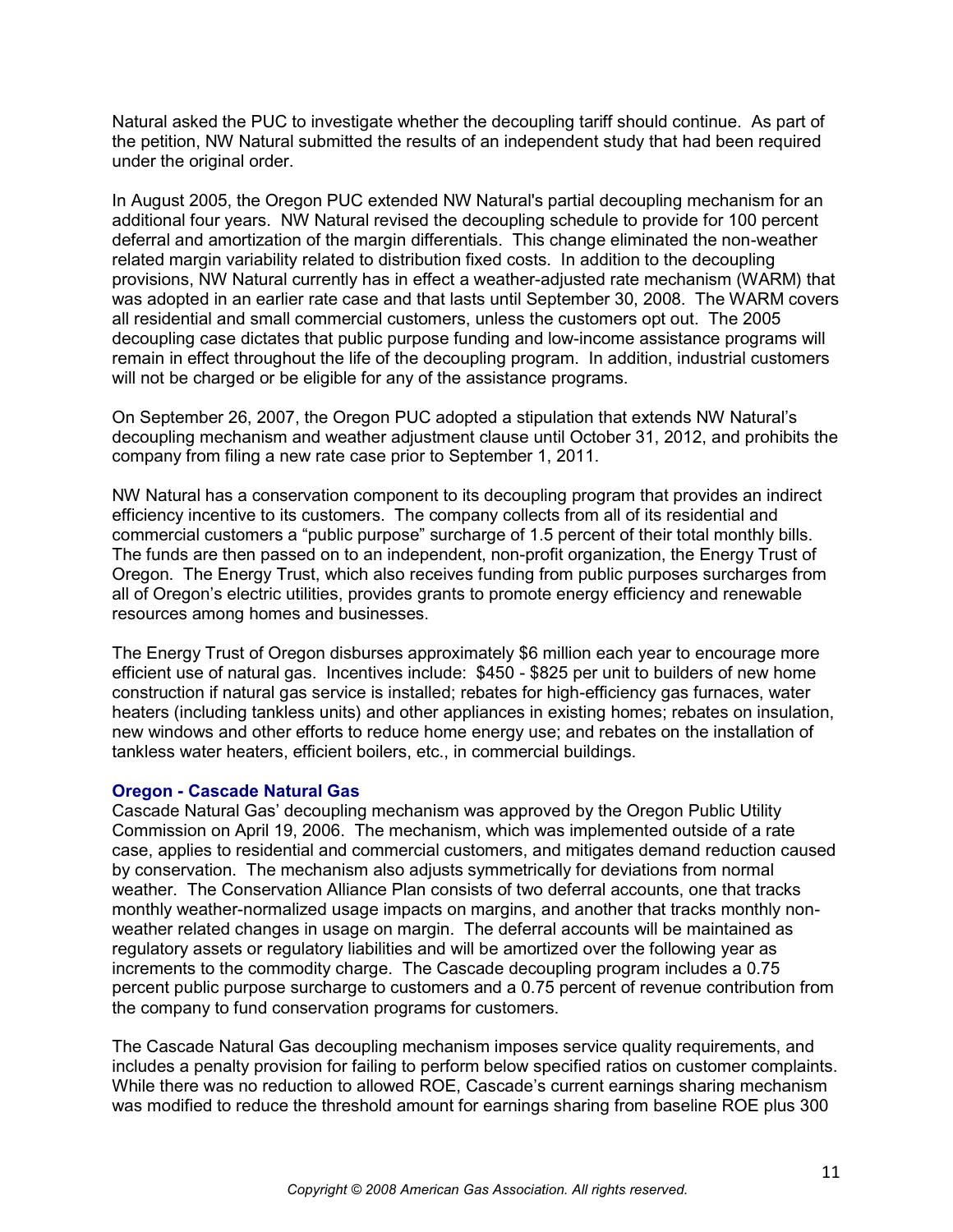Natural asked the PUC to investigate whether the decoupling tariff should continue. As part of the petition, NW Natural submitted the results of an independent study that had been required under the original order.

In August 2005, the Oregon PUC extended NW Natural's partial decoupling mechanism for an additional four years. NW Natural revised the decoupling schedule to provide for 100 percent deferral and amortization of the margin differentials. This change eliminated the non-weather related margin variability related to distribution fixed costs. In addition to the decoupling provisions, NW Natural currently has in effect a weather-adjusted rate mechanism (WARM) that was adopted in an earlier rate case and that lasts until September 30, 2008. The WARM covers all residential and small commercial customers, unless the customers opt out. The 2005 decoupling case dictates that public purpose funding and low-income assistance programs will remain in effect throughout the life of the decoupling program. In addition, industrial customers will not be charged or be eligible for any of the assistance programs.

On September 26, 2007, the Oregon PUC adopted a stipulation that extends NW Natural's decoupling mechanism and weather adjustment clause until October 31, 2012, and prohibits the company from filing a new rate case prior to September 1, 2011.

NW Natural has a conservation component to its decoupling program that provides an indirect efficiency incentive to its customers. The company collects from all of its residential and commercial customers a "public purpose" surcharge of 1.5 percent of their total monthly bills. The funds are then passed on to an independent, non-profit organization, the Energy Trust of Oregon. The Energy Trust, which also receives funding from public purposes surcharges from all of Oregon's electric utilities, provides grants to promote energy efficiency and renewable resources among homes and businesses.

The Energy Trust of Oregon disburses approximately $6 million each year to encourage more efficient use of natural gas. Incentives include: $450 - $825 per unit to builders of new home construction if natural gas service is installed; rebates for high-efficiency gas furnaces, water heaters (including tankless units) and other appliances in existing homes; rebates on insulation, new windows and other efforts to reduce home energy use; and rebates on the installation of tankless water heaters, efficient boilers, etc., in commercial buildings.

### Oregon - Cascade Natural Gas

Cascade Natural Gas' decoupling mechanism was approved by the Oregon Public Utility Commission on April 19, 2006. The mechanism, which was implemented outside of a rate case, applies to residential and commercial customers, and mitigates demand reduction caused by conservation. The mechanism also adjusts symmetrically for deviations from normal weather. The Conservation Alliance Plan consists of two deferral accounts, one that tracks monthly weather-normalized usage impacts on margins, and another that tracks monthly non-weather related changes in usage on margin. The deferral accounts will be maintained as regulatory assets or regulatory liabilities and will be amortized over the following year as increments to the commodity charge. The Cascade decoupling program includes a 0.75 percent public purpose surcharge to customers and a 0.75 percent of revenue contribution from the company to fund conservation programs for customers.

The Cascade Natural Gas decoupling mechanism imposes service quality requirements, and includes a penalty provision for failing to perform below specified ratios on customer complaints. While there was no reduction to allowed ROE, Cascade's current earnings sharing mechanism was modified to reduce the threshold amount for earnings sharing from baseline ROE plus 300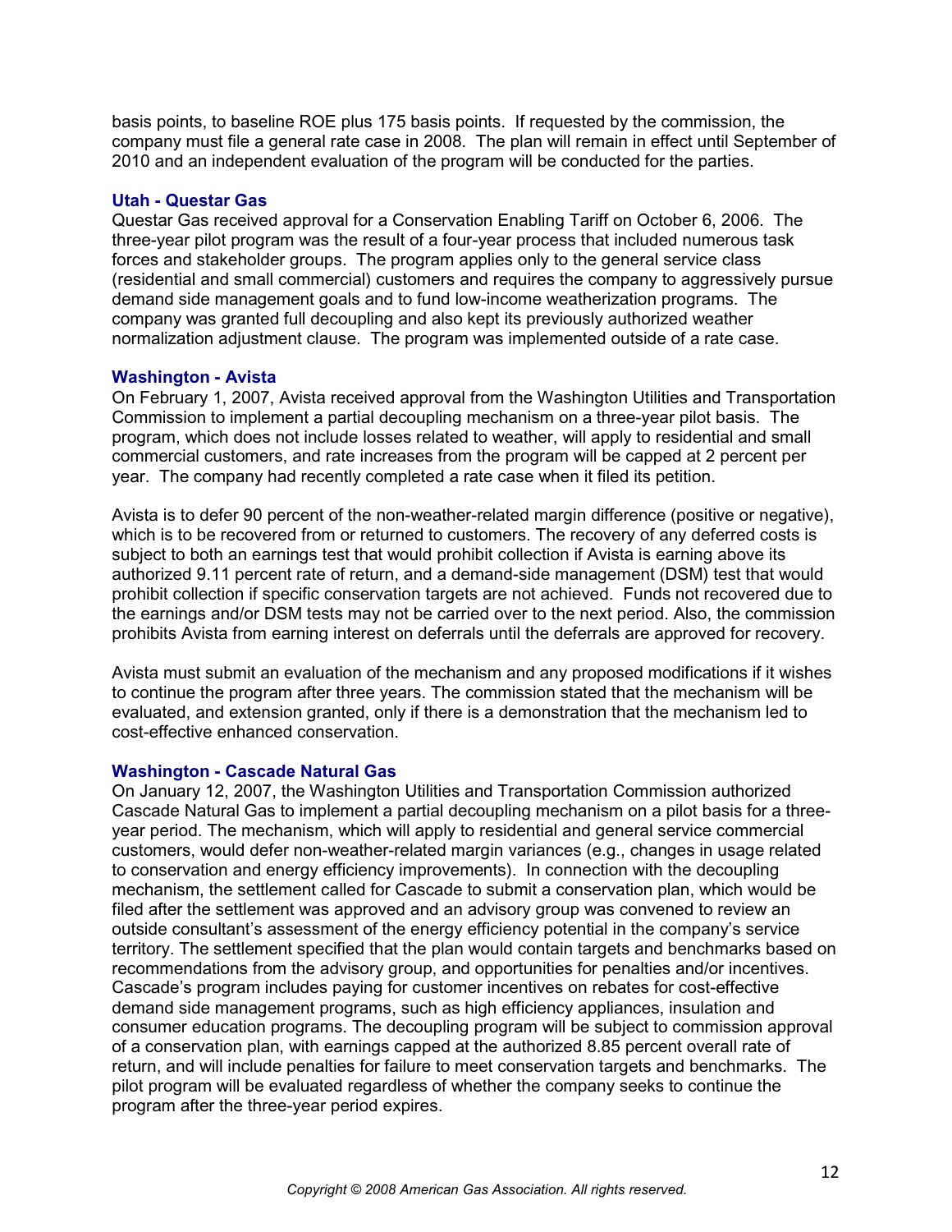basis points, to baseline ROE plus 175 basis points. If requested by the commission, the company must file a general rate case in 2008. The plan will remain in effect until September of 2010 and an independent evaluation of the program will be conducted for the parties.

### Utah - Questar Gas

Questar Gas received approval for a Conservation Enabling Tariff on October 6, 2006. The three-year pilot program was the result of a four-year process that included numerous task forces and stakeholder groups. The program applies only to the general service class (residential and small commercial) customers and requires the company to aggressively pursue demand side management goals and to fund low-income weatherization programs. The company was granted full decoupling and also kept its previously authorized weather normalization adjustment clause. The program was implemented outside of a rate case.

### Washington - Avista

On February 1, 2007, Avista received approval from the Washington Utilities and Transportation Commission to implement a partial decoupling mechanism on a three-year pilot basis. The program, which does not include losses related to weather, will apply to residential and small commercial customers, and rate increases from the program will be capped at 2 percent per year. The company had recently completed a rate case when it filed its petition.

Avista is to defer 90 percent of the non-weather-related margin difference (positive or negative), which is to be recovered from or returned to customers. The recovery of any deferred costs is subject to both an earnings test that would prohibit collection if Avista is earning above its authorized 9.11 percent rate of return, and a demand-side management (DSM) test that would prohibit collection if specific conservation targets are not achieved. Funds not recovered due to the earnings and/or DSM tests may not be carried over to the next period. Also, the commission prohibits Avista from earning interest on deferrals until the deferrals are approved for recovery.

Avista must submit an evaluation of the mechanism and any proposed modifications if it wishes to continue the program after three years. The commission stated that the mechanism will be evaluated, and extension granted, only if there is a demonstration that the mechanism led to cost-effective enhanced conservation.

### Washington - Cascade Natural Gas

On January 12, 2007, the Washington Utilities and Transportation Commission authorized Cascade Natural Gas to implement a partial decoupling mechanism on a pilot basis for a three-year period. The mechanism, which will apply to residential and general service commercial customers, would defer non-weather-related margin variances (e.g., changes in usage related to conservation and energy efficiency improvements). In connection with the decoupling mechanism, the settlement called for Cascade to submit a conservation plan, which would be filed after the settlement was approved and an advisory group was convened to review an outside consultant's assessment of the energy efficiency potential in the company's service territory. The settlement specified that the plan would contain targets and benchmarks based on recommendations from the advisory group, and opportunities for penalties and/or incentives. Cascade's program includes paying for customer incentives on rebates for cost-effective demand side management programs, such as high efficiency appliances, insulation and consumer education programs. The decoupling program will be subject to commission approval of a conservation plan, with earnings capped at the authorized 8.85 percent overall rate of return, and will include penalties for failure to meet conservation targets and benchmarks. The pilot program will be evaluated regardless of whether the company seeks to continue the program after the three-year period expires.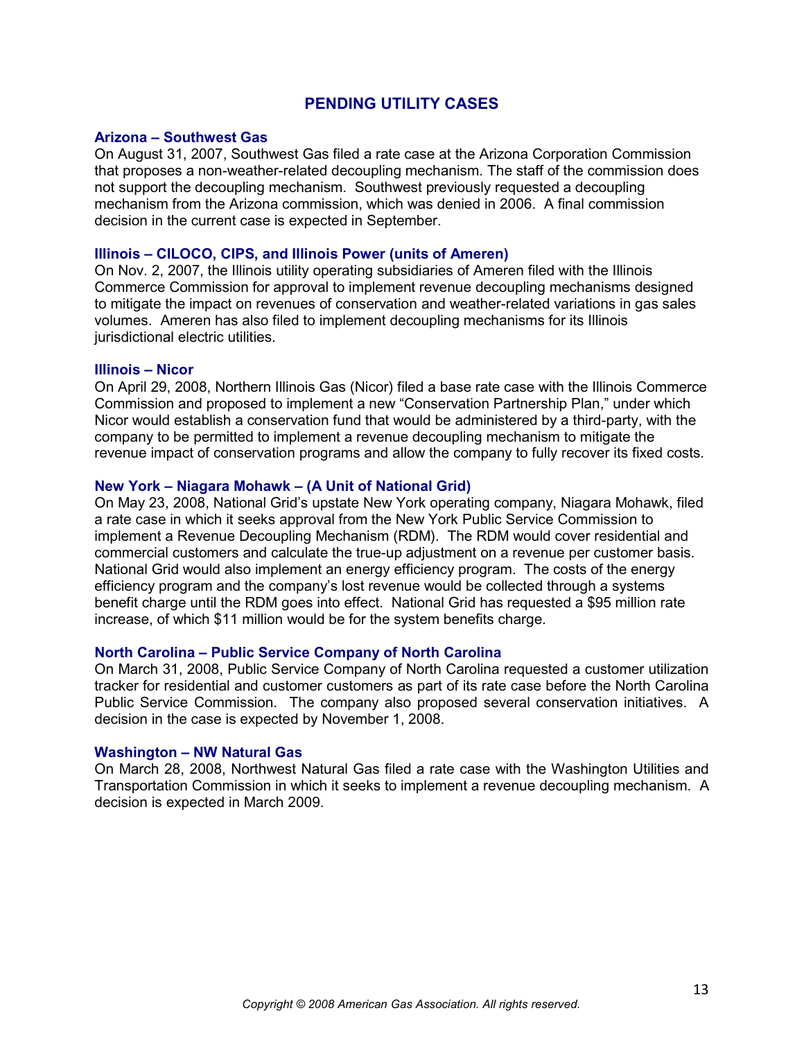## PENDING UTILITY CASES

### Arizona – Southwest Gas

On August 31, 2007, Southwest Gas filed a rate case at the Arizona Corporation Commission that proposes a non-weather-related decoupling mechanism. The staff of the commission does not support the decoupling mechanism. Southwest previously requested a decoupling mechanism from the Arizona commission, which was denied in 2006. A final commission decision in the current case is expected in September.

### Illinois – CILOCO, CIPS, and Illinois Power (units of Ameren)

On Nov. 2, 2007, the Illinois utility operating subsidiaries of Ameren filed with the Illinois Commerce Commission for approval to implement revenue decoupling mechanisms designed to mitigate the impact on revenues of conservation and weather-related variations in gas sales volumes. Ameren has also filed to implement decoupling mechanisms for its Illinois jurisdictional electric utilities.

### Illinois – Nicor

On April 29, 2008, Northern Illinois Gas (Nicor) filed a base rate case with the Illinois Commerce Commission and proposed to implement a new "Conservation Partnership Plan," under which Nicor would establish a conservation fund that would be administered by a third-party, with the company to be permitted to implement a revenue decoupling mechanism to mitigate the revenue impact of conservation programs and allow the company to fully recover its fixed costs.

### New York – Niagara Mohawk – (A Unit of National Grid)

On May 23, 2008, National Grid's upstate New York operating company, Niagara Mohawk, filed a rate case in which it seeks approval from the New York Public Service Commission to implement a Revenue Decoupling Mechanism (RDM). The RDM would cover residential and commercial customers and calculate the true-up adjustment on a revenue per customer basis. National Grid would also implement an energy efficiency program. The costs of the energy efficiency program and the company's lost revenue would be collected through a systems benefit charge until the RDM goes into effect. National Grid has requested a $95 million rate increase, of which $11 million would be for the system benefits charge.

### North Carolina – Public Service Company of North Carolina

On March 31, 2008, Public Service Company of North Carolina requested a customer utilization tracker for residential and customer customers as part of its rate case before the North Carolina Public Service Commission. The company also proposed several conservation initiatives. A decision in the case is expected by November 1, 2008.

### Washington – NW Natural Gas

On March 28, 2008, Northwest Natural Gas filed a rate case with the Washington Utilities and Transportation Commission in which it seeks to implement a revenue decoupling mechanism. A decision is expected in March 2009.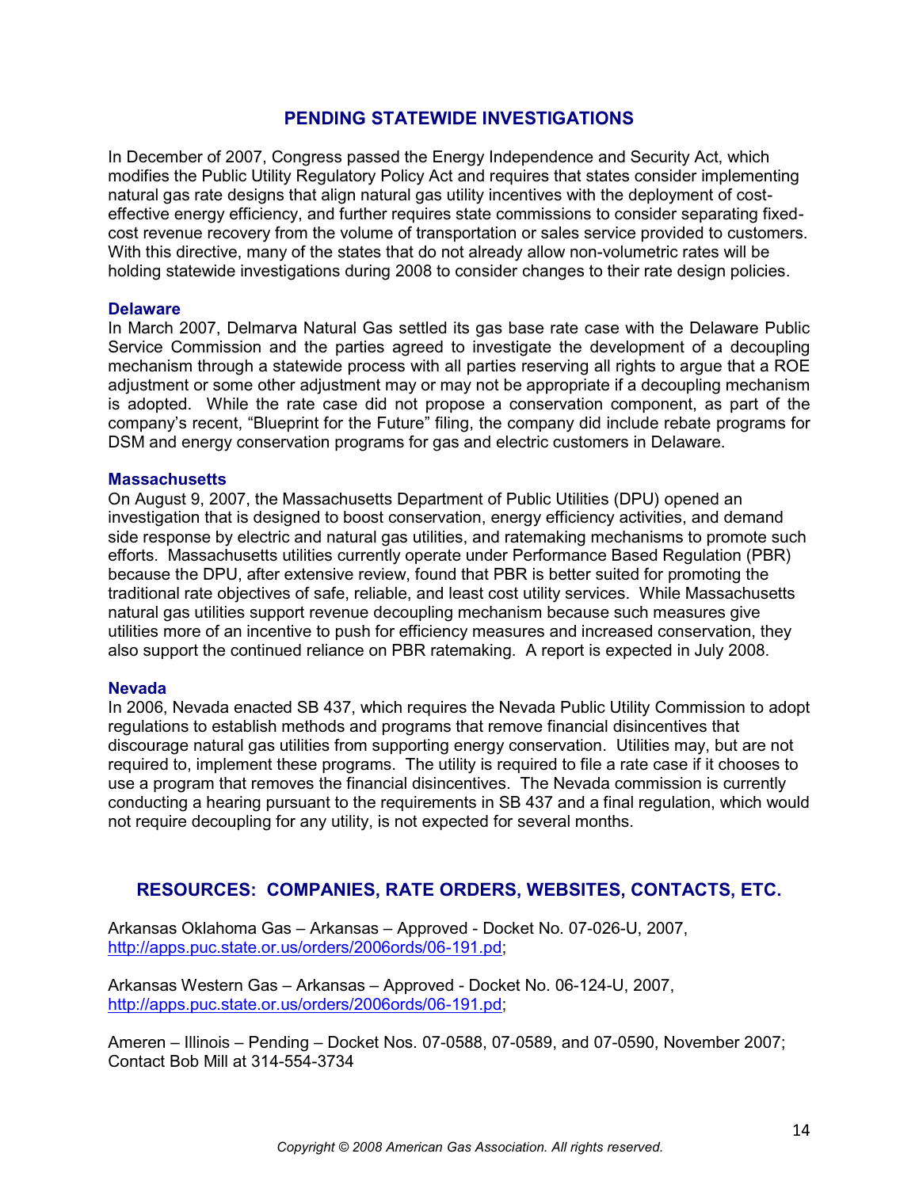## PENDING STATEWIDE INVESTIGATIONS

In December of 2007, Congress passed the Energy Independence and Security Act, which modifies the Public Utility Regulatory Policy Act and requires that states consider implementing natural gas rate designs that align natural gas utility incentives with the deployment of cost-effective energy efficiency, and further requires state commissions to consider separating fixed-cost revenue recovery from the volume of transportation or sales service provided to customers. With this directive, many of the states that do not already allow non-volumetric rates will be holding statewide investigations during 2008 to consider changes to their rate design policies.

### Delaware

In March 2007, Delmarva Natural Gas settled its gas base rate case with the Delaware Public Service Commission and the parties agreed to investigate the development of a decoupling mechanism through a statewide process with all parties reserving all rights to argue that a ROE adjustment or some other adjustment may or may not be appropriate if a decoupling mechanism is adopted. While the rate case did not propose a conservation component, as part of the company's recent, "Blueprint for the Future" filing, the company did include rebate programs for DSM and energy conservation programs for gas and electric customers in Delaware.

### Massachusetts

On August 9, 2007, the Massachusetts Department of Public Utilities (DPU) opened an investigation that is designed to boost conservation, energy efficiency activities, and demand side response by electric and natural gas utilities, and ratemaking mechanisms to promote such efforts. Massachusetts utilities currently operate under Performance Based Regulation (PBR) because the DPU, after extensive review, found that PBR is better suited for promoting the traditional rate objectives of safe, reliable, and least cost utility services. While Massachusetts natural gas utilities support revenue decoupling mechanism because such measures give utilities more of an incentive to push for efficiency measures and increased conservation, they also support the continued reliance on PBR ratemaking. A report is expected in July 2008.

### Nevada

In 2006, Nevada enacted SB 437, which requires the Nevada Public Utility Commission to adopt regulations to establish methods and programs that remove financial disincentives that discourage natural gas utilities from supporting energy conservation. Utilities may, but are not required to, implement these programs. The utility is required to file a rate case if it chooses to use a program that removes the financial disincentives. The Nevada commission is currently conducting a hearing pursuant to the requirements in SB 437 and a final regulation, which would not require decoupling for any utility, is not expected for several months.

## RESOURCES: COMPANIES, RATE ORDERS, WEBSITES, CONTACTS, ETC.

Arkansas Oklahoma Gas – Arkansas – Approved - Docket No. 07-026-U, 2007, http://apps.puc.state.or.us/orders/2006ords/06-191.pd;

Arkansas Western Gas – Arkansas – Approved - Docket No. 06-124-U, 2007, http://apps.puc.state.or.us/orders/2006ords/06-191.pd;

Ameren – Illinois – Pending – Docket Nos. 07-0588, 07-0589, and 07-0590, November 2007; Contact Bob Mill at 314-554-3734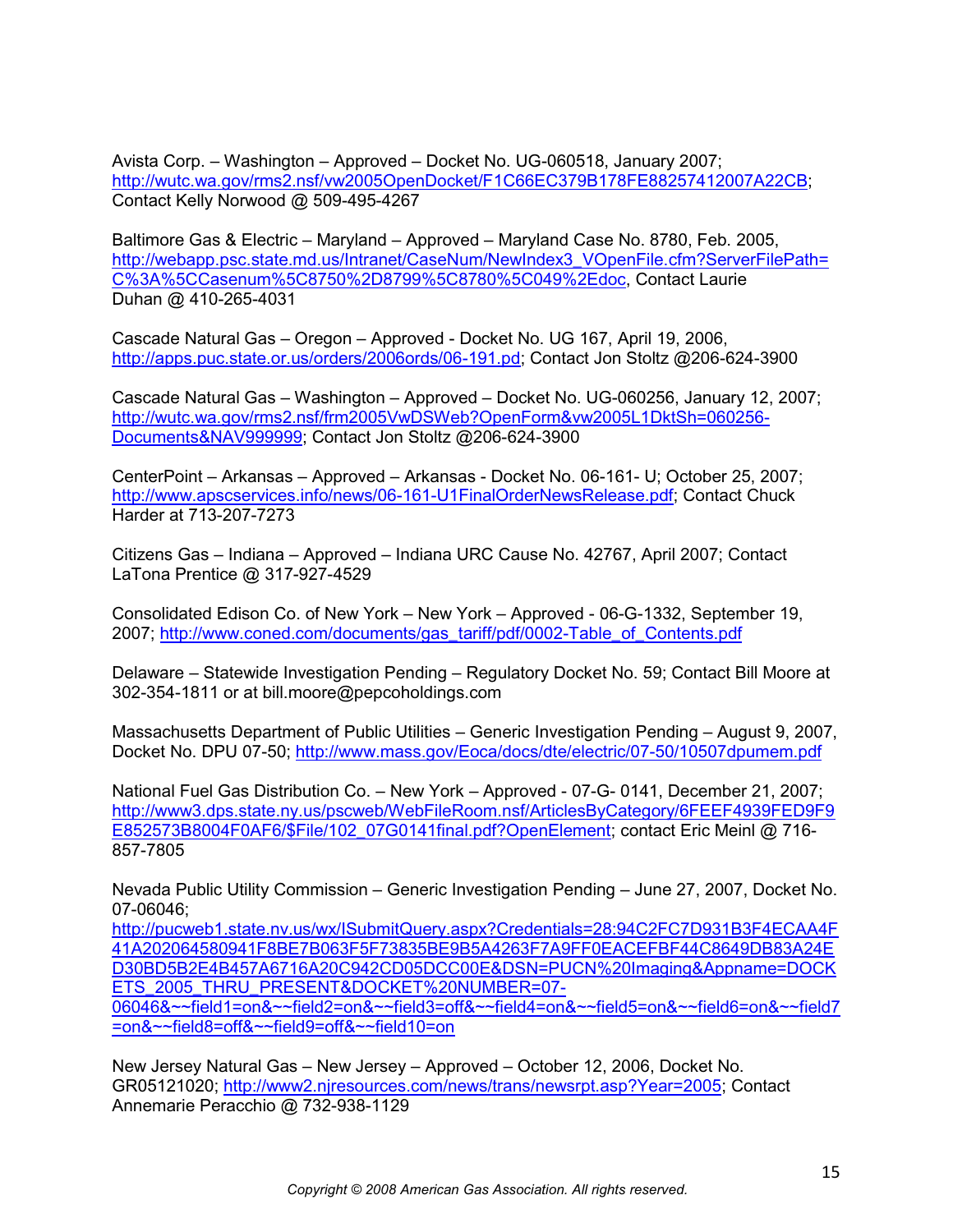Avista Corp. – Washington – Approved – Docket No. UG-060518, January 2007; http://wutc.wa.gov/rms2.nsf/vw2005OpenDocket/F1C66EC379B178FE88257412007A22CB; Contact Kelly Norwood @ 509-495-4267

Baltimore Gas & Electric – Maryland – Approved – Maryland Case No. 8780, Feb. 2005, http://webapp.psc.state.md.us/Intranet/CaseNum/NewIndex3_VOpenFile.cfm?ServerFilePath=C%3A%5CCasenum%5C8750%2D8799%5C8780%5C049%2Edoc, Contact Laurie Duhan @ 410-265-4031

Cascade Natural Gas – Oregon – Approved - Docket No. UG 167, April 19, 2006, http://apps.puc.state.or.us/orders/2006ords/06-191.pd; Contact Jon Stoltz @206-624-3900

Cascade Natural Gas – Washington – Approved – Docket No. UG-060256, January 12, 2007; http://wutc.wa.gov/rms2.nsf/frm2005VwDSWeb?OpenForm&vw2005L1DktSh=060256-Documents&NAV999999; Contact Jon Stoltz @206-624-3900

CenterPoint – Arkansas – Approved – Arkansas - Docket No. 06-161- U; October 25, 2007; http://www.apscservices.info/news/06-161-U1FinalOrderNewsRelease.pdf; Contact Chuck Harder at 713-207-7273

Citizens Gas – Indiana – Approved – Indiana URC Cause No. 42767, April 2007; Contact LaTona Prentice @ 317-927-4529

Consolidated Edison Co. of New York – New York – Approved - 06-G-1332, September 19, 2007; http://www.coned.com/documents/gas_tariff/pdf/0002-Table_of_Contents.pdf

Delaware – Statewide Investigation Pending – Regulatory Docket No. 59; Contact Bill Moore at 302-354-1811 or at bill.moore@pepcoholdings.com

Massachusetts Department of Public Utilities – Generic Investigation Pending – August 9, 2007, Docket No. DPU 07-50; http://www.mass.gov/Eoca/docs/dte/electric/07-50/10507dpumem.pdf

National Fuel Gas Distribution Co. – New York – Approved - 07-G- 0141, December 21, 2007; http://www3.dps.state.ny.us/pscweb/WebFileRoom.nsf/ArticlesByCategory/6FEEF4939FED9F9E852573B8004F0AF6/$File/102_07G0141final.pdf?OpenElement; contact Eric Meinl @ 716-857-7805

Nevada Public Utility Commission – Generic Investigation Pending – June 27, 2007, Docket No. 07-06046; http://pucweb1.state.nv.us/wx/ISubmitQuery.aspx?Credentials=28:94C2FC7D931B3F4ECAA4F41A202064580941F8BE7B063F5F73835BE9B5A4263F7A9FF0EACEFBF44C8649DB83A24ED30BD5B2E4B457A6716A20C942CD05DCC00E&DSN=PUCN%20Imaging&Appname=DOCKETS_2005_THRU_PRESENT&DOCKET%20NUMBER=07-06046&~~field1=on&~~field2=on&~~field3=off&~~field4=on&~~field5=on&~~field6=on&~~field7=on&~~field8=off&~~field9=off&~~field10=on

New Jersey Natural Gas – New Jersey – Approved – October 12, 2006, Docket No. GR05121020; http://www2.njresources.com/news/trans/newsrpt.asp?Year=2005; Contact Annemarie Peracchio @ 732-938-1129

*Copyright © 2008 American Gas Association. All rights reserved.*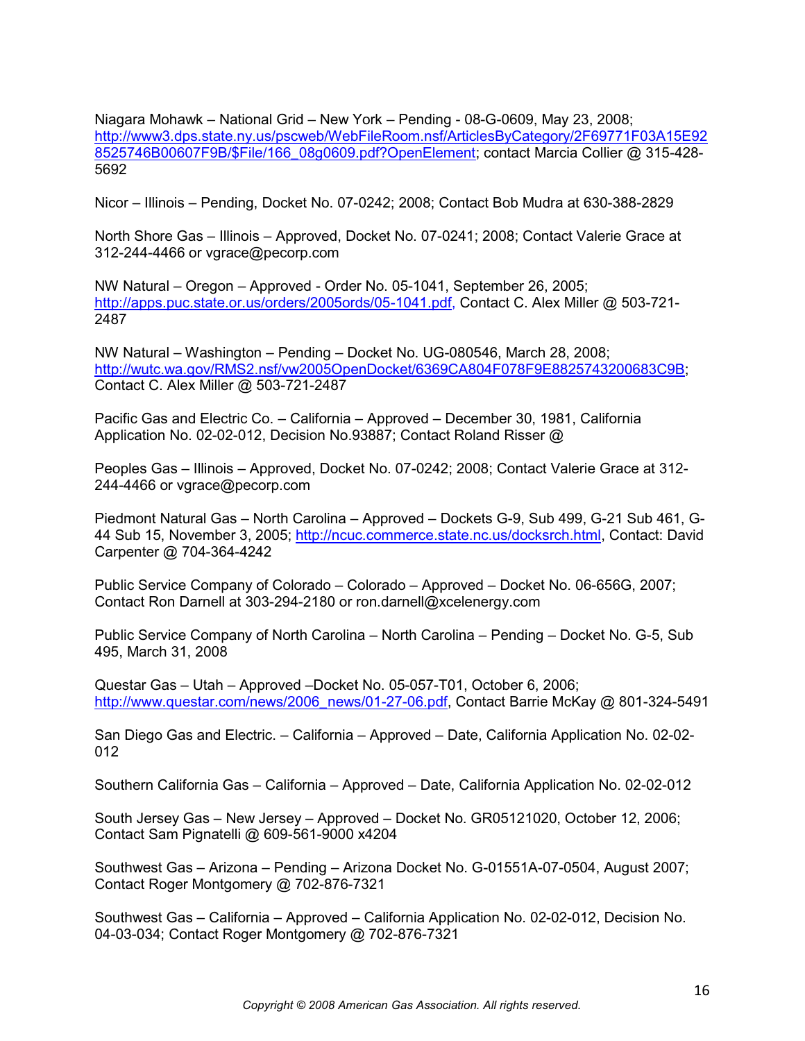Niagara Mohawk – National Grid – New York – Pending - 08-G-0609, May 23, 2008; http://www3.dps.state.ny.us/pscweb/WebFileRoom.nsf/ArticlesByCategory/2F69771F03A15E928525746B00607F9B/$File/166_08g0609.pdf?OpenElement; contact Marcia Collier @ 315-428-5692

Nicor – Illinois – Pending, Docket No. 07-0242; 2008; Contact Bob Mudra at 630-388-2829

North Shore Gas – Illinois – Approved, Docket No. 07-0241; 2008; Contact Valerie Grace at 312-244-4466 or vgrace@pecorp.com

NW Natural – Oregon – Approved - Order No. 05-1041, September 26, 2005; http://apps.puc.state.or.us/orders/2005ords/05-1041.pdf, Contact C. Alex Miller @ 503-721-2487

NW Natural – Washington – Pending – Docket No. UG-080546, March 28, 2008; http://wutc.wa.gov/RMS2.nsf/vw2005OpenDocket/6369CA804F078F9E8825743200683C9B; Contact C. Alex Miller @ 503-721-2487

Pacific Gas and Electric Co. – California – Approved – December 30, 1981, California Application No. 02-02-012, Decision No.93887; Contact Roland Risser @

Peoples Gas – Illinois – Approved, Docket No. 07-0242; 2008; Contact Valerie Grace at 312-244-4466 or vgrace@pecorp.com

Piedmont Natural Gas – North Carolina – Approved – Dockets G-9, Sub 499, G-21 Sub 461, G-44 Sub 15, November 3, 2005; http://ncuc.commerce.state.nc.us/docksrch.html, Contact: David Carpenter @ 704-364-4242

Public Service Company of Colorado – Colorado – Approved – Docket No. 06-656G, 2007; Contact Ron Darnell at 303-294-2180 or ron.darnell@xcelenergy.com

Public Service Company of North Carolina – North Carolina – Pending – Docket No. G-5, Sub 495, March 31, 2008

Questar Gas – Utah – Approved –Docket No. 05-057-T01, October 6, 2006; http://www.questar.com/news/2006_news/01-27-06.pdf, Contact Barrie McKay @ 801-324-5491

San Diego Gas and Electric. – California – Approved – Date, California Application No. 02-02-012

Southern California Gas – California – Approved – Date, California Application No. 02-02-012

South Jersey Gas – New Jersey – Approved – Docket No. GR05121020, October 12, 2006; Contact Sam Pignatelli @ 609-561-9000 x4204

Southwest Gas – Arizona – Pending – Arizona Docket No. G-01551A-07-0504, August 2007; Contact Roger Montgomery @ 702-876-7321

Southwest Gas – California – Approved – California Application No. 02-02-012, Decision No. 04-03-034; Contact Roger Montgomery @ 702-876-7321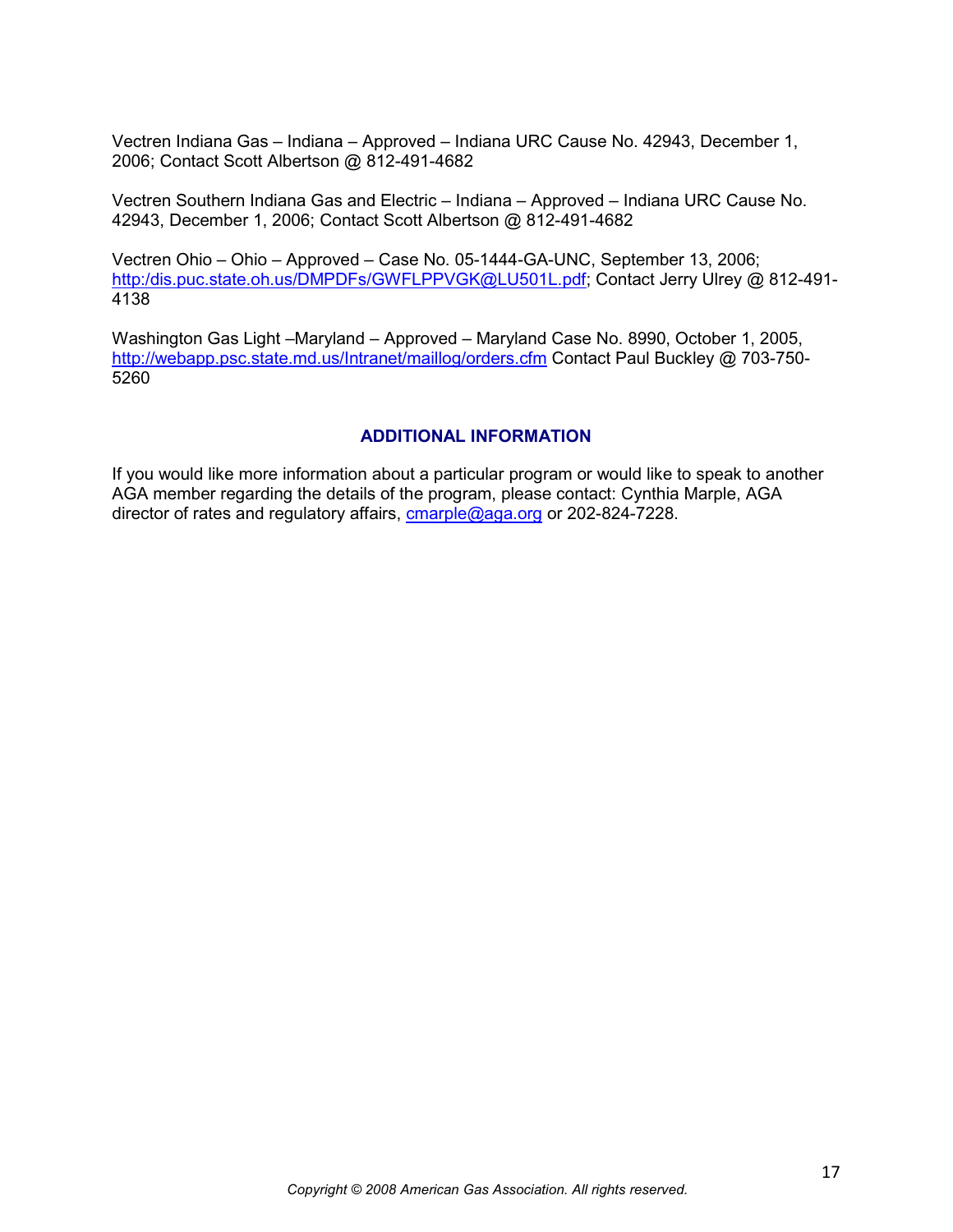Vectren Indiana Gas – Indiana – Approved – Indiana URC Cause No. 42943, December 1, 2006; Contact Scott Albertson @ 812-491-4682

Vectren Southern Indiana Gas and Electric – Indiana – Approved – Indiana URC Cause No. 42943, December 1, 2006; Contact Scott Albertson @ 812-491-4682

Vectren Ohio – Ohio – Approved – Case No. 05-1444-GA-UNC, September 13, 2006; [http:dis.puc.state.oh.us/DMPDFs/GWFLPPVGK@LU501L.pdf](http:dis.puc.state.oh.us/DMPDFs/GWFLPPVGK@LU501L.pdf); Contact Jerry Ulrey @ 812-491-4138

Washington Gas Light –Maryland – Approved – Maryland Case No. 8990, October 1, 2005, [http://webapp.psc.state.md.us/Intranet/maillog/orders.cfm](http://webapp.psc.state.md.us/Intranet/maillog/orders.cfm) Contact Paul Buckley @ 703-750-5260

## ADDITIONAL INFORMATION

If you would like more information about a particular program or would like to speak to another AGA member regarding the details of the program, please contact: Cynthia Marple, AGA director of rates and regulatory affairs, [cmarple@aga.org](mailto:cmarple@aga.org) or 202-824-7228.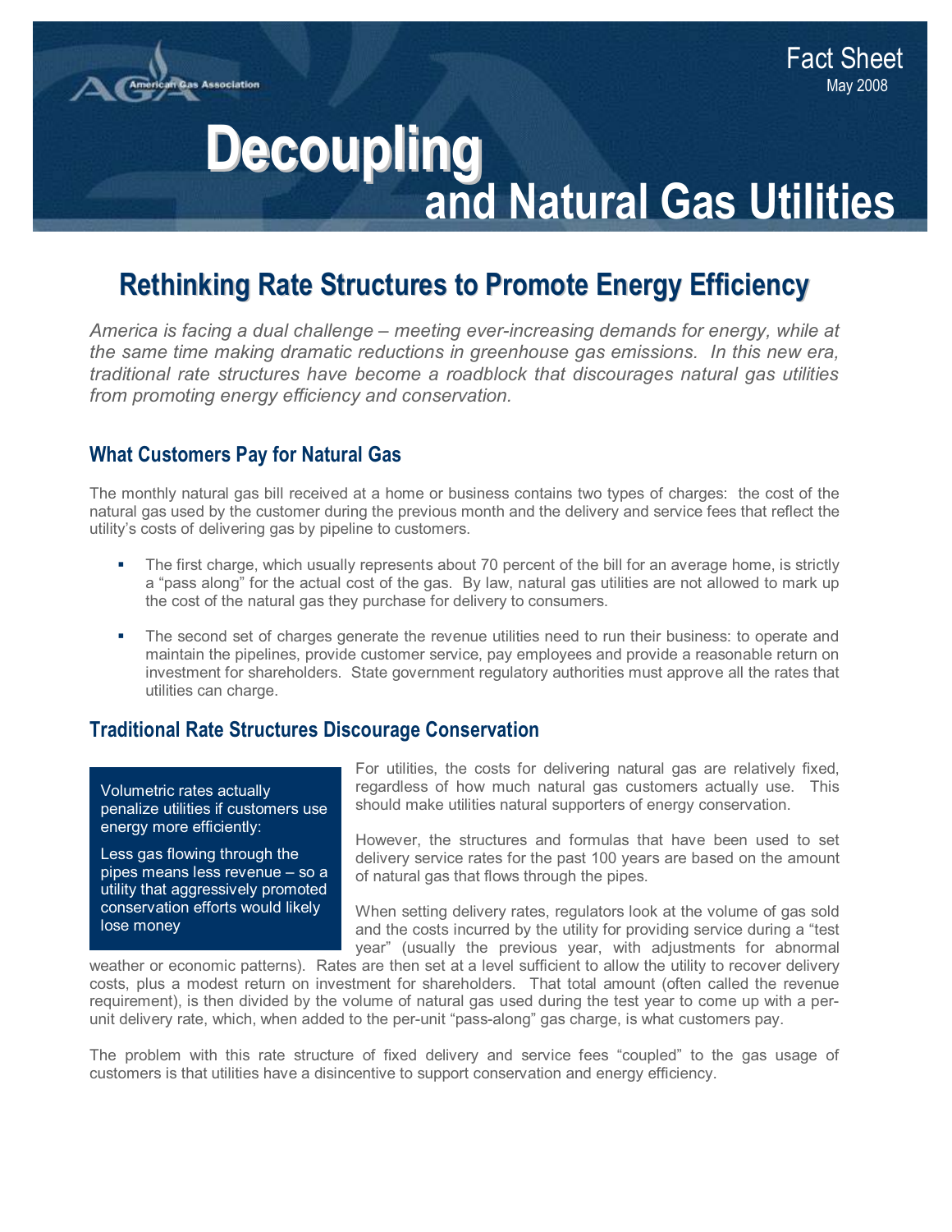Fact Sheet
May 2008

# Decoupling and Natural Gas Utilities

## Rethinking Rate Structures to Promote Energy Efficiency

*America is facing a dual challenge – meeting ever-increasing demands for energy, while at the same time making dramatic reductions in greenhouse gas emissions. In this new era, traditional rate structures have become a roadblock that discourages natural gas utilities from promoting energy efficiency and conservation.*

### What Customers Pay for Natural Gas

The monthly natural gas bill received at a home or business contains two types of charges: the cost of the natural gas used by the customer during the previous month and the delivery and service fees that reflect the utility's costs of delivering gas by pipeline to customers.

- The first charge, which usually represents about 70 percent of the bill for an average home, is strictly a "pass along" for the actual cost of the gas. By law, natural gas utilities are not allowed to mark up the cost of the natural gas they purchase for delivery to consumers.

- The second set of charges generate the revenue utilities need to run their business: to operate and maintain the pipelines, provide customer service, pay employees and provide a reasonable return on investment for shareholders. State government regulatory authorities must approve all the rates that utilities can charge.

### Traditional Rate Structures Discourage Conservation

> Volumetric rates actually penalize utilities if customers use energy more efficiently:
>
> Less gas flowing through the pipes means less revenue – so a utility that aggressively promoted conservation efforts would likely lose money

For utilities, the costs for delivering natural gas are relatively fixed, regardless of how much natural gas customers actually use. This should make utilities natural supporters of energy conservation.

However, the structures and formulas that have been used to set delivery service rates for the past 100 years are based on the amount of natural gas that flows through the pipes.

When setting delivery rates, regulators look at the volume of gas sold and the costs incurred by the utility for providing service during a "test year" (usually the previous year, with adjustments for abnormal weather or economic patterns). Rates are then set at a level sufficient to allow the utility to recover delivery costs, plus a modest return on investment for shareholders. That total amount (often called the revenue requirement), is then divided by the volume of natural gas used during the test year to come up with a per-unit delivery rate, which, when added to the per-unit "pass-along" gas charge, is what customers pay.

The problem with this rate structure of fixed delivery and service fees "coupled" to the gas usage of customers is that utilities have a disincentive to support conservation and energy efficiency.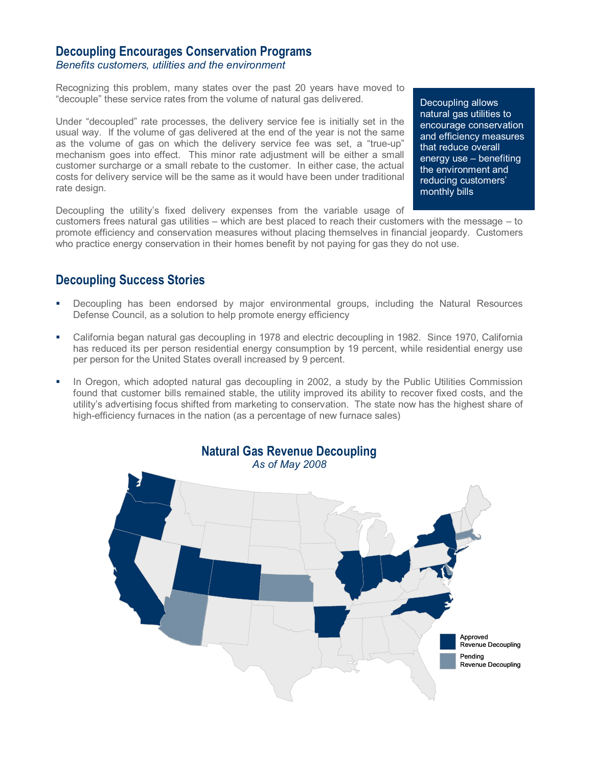## Decoupling Encourages Conservation Programs

*Benefits customers, utilities and the environment*

Recognizing this problem, many states over the past 20 years have moved to "decouple" these service rates from the volume of natural gas delivered.

Under "decoupled" rate processes, the delivery service fee is initially set in the usual way. If the volume of gas delivered at the end of the year is not the same as the volume of gas on which the delivery service fee was set, a "true-up" mechanism goes into effect. This minor rate adjustment will be either a small customer surcharge or a small rebate to the customer. In either case, the actual costs for delivery service will be the same as it would have been under traditional rate design.

Decoupling the utility's fixed delivery expenses from the variable usage of customers frees natural gas utilities – which are best placed to reach their customers with the message – to promote efficiency and conservation measures without placing themselves in financial jeopardy. Customers who practice energy conservation in their homes benefit by not paying for gas they do not use.

> Decoupling allows natural gas utilities to encourage conservation and efficiency measures that reduce overall energy use – benefiting the environment and reducing customers' monthly bills

## Decoupling Success Stories

- Decoupling has been endorsed by major environmental groups, including the Natural Resources Defense Council, as a solution to help promote energy efficiency
- California began natural gas decoupling in 1978 and electric decoupling in 1982. Since 1970, California has reduced its per person residential energy consumption by 19 percent, while residential energy use per person for the United States overall increased by 9 percent.
- In Oregon, which adopted natural gas decoupling in 2002, a study by the Public Utilities Commission found that customer bills remained stable, the utility improved its ability to recover fixed costs, and the utility's advertising focus shifted from marketing to conservation. The state now has the highest share of high-efficiency furnaces in the nation (as a percentage of new furnace sales)

### Natural Gas Revenue Decoupling

*As of May 2008*

Approved Revenue Decoupling

Pending Revenue Decoupling